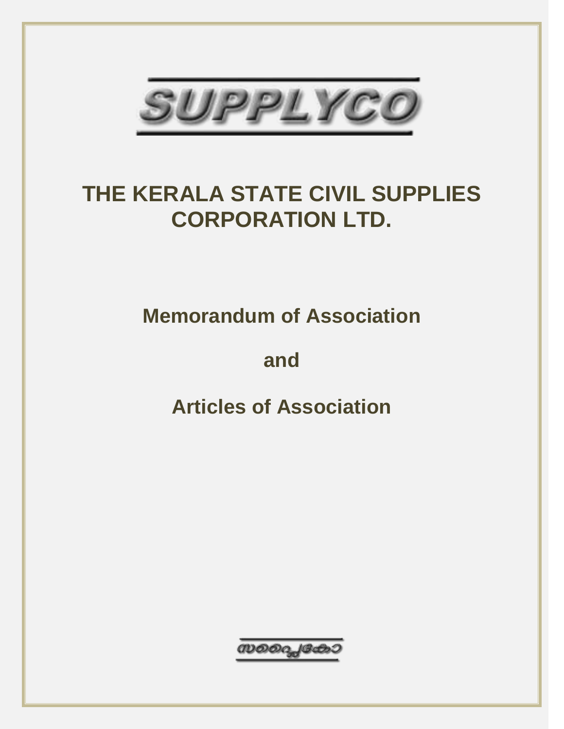SUPPLYCO

# THE KERALA STATE CIVIL SUPPLIES CORPORATION LTD.

## Memorandum of Association

## and

## Articles of Association

സപ്ലൈകോ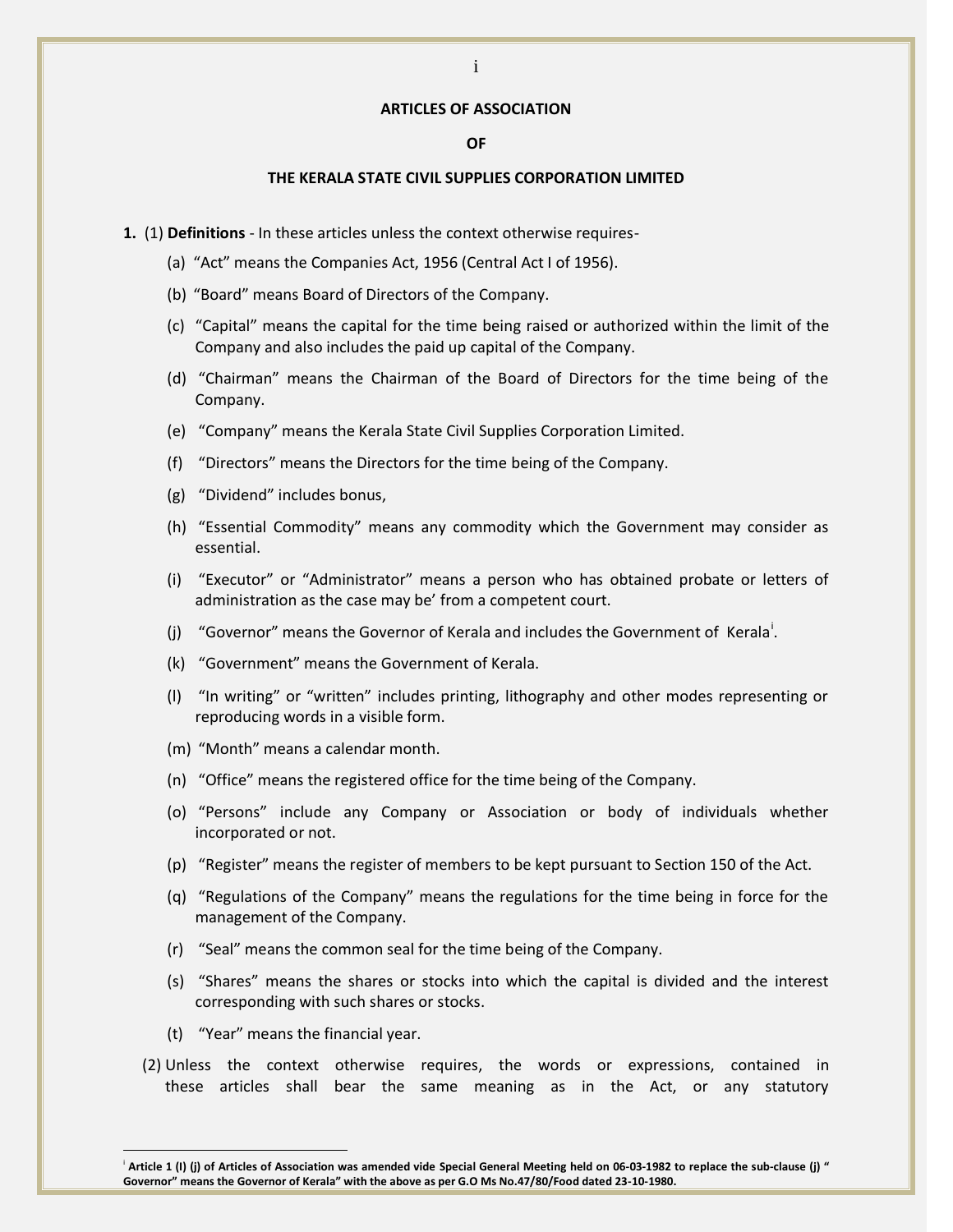## ARTICLES OF ASSOCIATION

## OF

## THE KERALA STATE CIVIL SUPPLIES CORPORATION LIMITED

**1.** (1) **Definitions** - In these articles unless the context otherwise requires-

(a) "Act" means the Companies Act, 1956 (Central Act I of 1956).

(b) "Board" means Board of Directors of the Company.

(c) "Capital" means the capital for the time being raised or authorized within the limit of the Company and also includes the paid up capital of the Company.

(d) "Chairman" means the Chairman of the Board of Directors for the time being of the Company.

(e) "Company" means the Kerala State Civil Supplies Corporation Limited.

(f) "Directors" means the Directors for the time being of the Company.

(g) "Dividend" includes bonus,

(h) "Essential Commodity" means any commodity which the Government may consider as essential.

(i) "Executor" or "Administrator" means a person who has obtained probate or letters of administration as the case may be' from a competent court.

(j) "Governor" means the Governor of Kerala and includes the Government of Kerala[i].

(k) "Government" means the Government of Kerala.

(l) "In writing" or "written" includes printing, lithography and other modes representing or reproducing words in a visible form.

(m) "Month" means a calendar month.

(n) "Office" means the registered office for the time being of the Company.

(o) "Persons" include any Company or Association or body of individuals whether incorporated or not.

(p) "Register" means the register of members to be kept pursuant to Section 150 of the Act.

(q) "Regulations of the Company" means the regulations for the time being in force for the management of the Company.

(r) "Seal" means the common seal for the time being of the Company.

(s) "Shares" means the shares or stocks into which the capital is divided and the interest corresponding with such shares or stocks.

(t) "Year" means the financial year.

(2) Unless the context otherwise requires, the words or expressions, contained in these articles shall bear the same meaning as in the Act, or any statutory

---

[i] **Article 1 (I) (j) of Articles of Association was amended vide Special General Meeting held on 06-03-1982 to replace the sub-clause (j) " Governor" means the Governor of Kerala" with the above as per G.O Ms No.47/80/Food dated 23-10-1980.**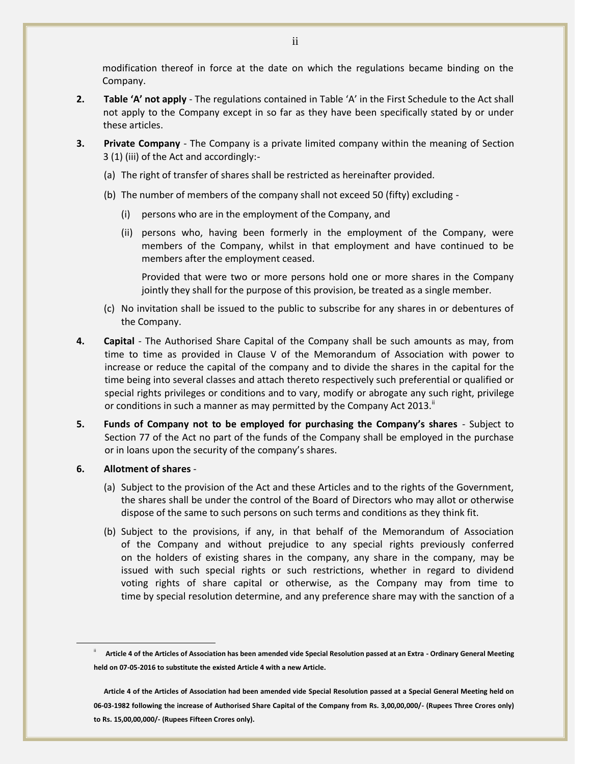modification thereof in force at the date on which the regulations became binding on the Company.

2. **Table 'A' not apply** - The regulations contained in Table 'A' in the First Schedule to the Act shall not apply to the Company except in so far as they have been specifically stated by or under these articles.

3. **Private Company** - The Company is a private limited company within the meaning of Section 3 (1) (iii) of the Act and accordingly:-

   (a) The right of transfer of shares shall be restricted as hereinafter provided.

   (b) The number of members of the company shall not exceed 50 (fifty) excluding -

      (i) persons who are in the employment of the Company, and

      (ii) persons who, having been formerly in the employment of the Company, were members of the Company, whilst in that employment and have continued to be members after the employment ceased.

      Provided that were two or more persons hold one or more shares in the Company jointly they shall for the purpose of this provision, be treated as a single member.

   (c) No invitation shall be issued to the public to subscribe for any shares in or debentures of the Company.

4. **Capital** - The Authorised Share Capital of the Company shall be such amounts as may, from time to time as provided in Clause V of the Memorandum of Association with power to increase or reduce the capital of the company and to divide the shares in the capital for the time being into several classes and attach thereto respectively such preferential or qualified or special rights privileges or conditions and to vary, modify or abrogate any such right, privilege or conditions in such a manner as may permitted by the Company Act 2013.[ii]

5. **Funds of Company not to be employed for purchasing the Company's shares** - Subject to Section 77 of the Act no part of the funds of the Company shall be employed in the purchase or in loans upon the security of the company's shares.

6. **Allotment of shares** -

   (a) Subject to the provision of the Act and these Articles and to the rights of the Government, the shares shall be under the control of the Board of Directors who may allot or otherwise dispose of the same to such persons on such terms and conditions as they think fit.

   (b) Subject to the provisions, if any, in that behalf of the Memorandum of Association of the Company and without prejudice to any special rights previously conferred on the holders of existing shares in the company, any share in the company, may be issued with such special rights or such restrictions, whether in regard to dividend voting rights of share capital or otherwise, as the Company may from time to time by special resolution determine, and any preference share may with the sanction of a

---

[ii] **Article 4 of the Articles of Association has been amended vide Special Resolution passed at an Extra - Ordinary General Meeting held on 07-05-2016 to substitute the existed Article 4 with a new Article.**

**Article 4 of the Articles of Association had been amended vide Special Resolution passed at a Special General Meeting held on 06-03-1982 following the increase of Authorised Share Capital of the Company from Rs. 3,00,00,000/- (Rupees Three Crores only) to Rs. 15,00,00,000/- (Rupees Fifteen Crores only).**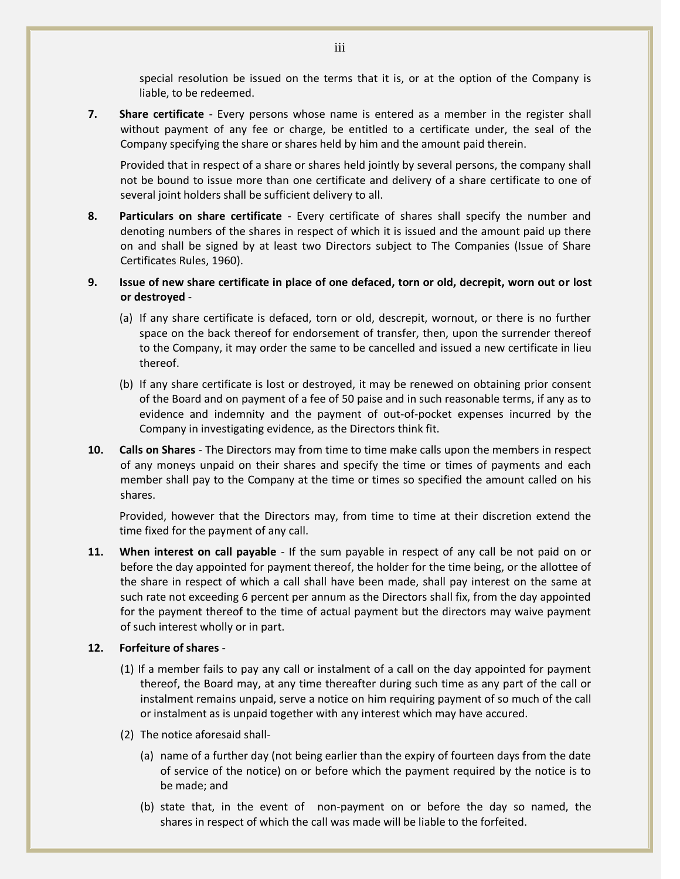special resolution be issued on the terms that it is, or at the option of the Company is liable, to be redeemed.

**7. Share certificate** - Every persons whose name is entered as a member in the register shall without payment of any fee or charge, be entitled to a certificate under, the seal of the Company specifying the share or shares held by him and the amount paid therein.

Provided that in respect of a share or shares held jointly by several persons, the company shall not be bound to issue more than one certificate and delivery of a share certificate to one of several joint holders shall be sufficient delivery to all.

**8. Particulars on share certificate** - Every certificate of shares shall specify the number and denoting numbers of the shares in respect of which it is issued and the amount paid up there on and shall be signed by at least two Directors subject to The Companies (Issue of Share Certificates Rules, 1960).

**9. Issue of new share certificate in place of one defaced, torn or old, decrepit, worn out or lost or destroyed** -

(a) If any share certificate is defaced, torn or old, descrepit, wornout, or there is no further space on the back thereof for endorsement of transfer, then, upon the surrender thereof to the Company, it may order the same to be cancelled and issued a new certificate in lieu thereof.

(b) If any share certificate is lost or destroyed, it may be renewed on obtaining prior consent of the Board and on payment of a fee of 50 paise and in such reasonable terms, if any as to evidence and indemnity and the payment of out-of-pocket expenses incurred by the Company in investigating evidence, as the Directors think fit.

**10. Calls on Shares** - The Directors may from time to time make calls upon the members in respect of any moneys unpaid on their shares and specify the time or times of payments and each member shall pay to the Company at the time or times so specified the amount called on his shares.

Provided, however that the Directors may, from time to time at their discretion extend the time fixed for the payment of any call.

**11. When interest on call payable** - If the sum payable in respect of any call be not paid on or before the day appointed for payment thereof, the holder for the time being, or the allottee of the share in respect of which a call shall have been made, shall pay interest on the same at such rate not exceeding 6 percent per annum as the Directors shall fix, from the day appointed for the payment thereof to the time of actual payment but the directors may waive payment of such interest wholly or in part.

**12. Forfeiture of shares** -

(1) If a member fails to pay any call or instalment of a call on the day appointed for payment thereof, the Board may, at any time thereafter during such time as any part of the call or instalment remains unpaid, serve a notice on him requiring payment of so much of the call or instalment as is unpaid together with any interest which may have accured.

(2) The notice aforesaid shall-

(a) name of a further day (not being earlier than the expiry of fourteen days from the date of service of the notice) on or before which the payment required by the notice is to be made; and

(b) state that, in the event of non-payment on or before the day so named, the shares in respect of which the call was made will be liable to the forfeited.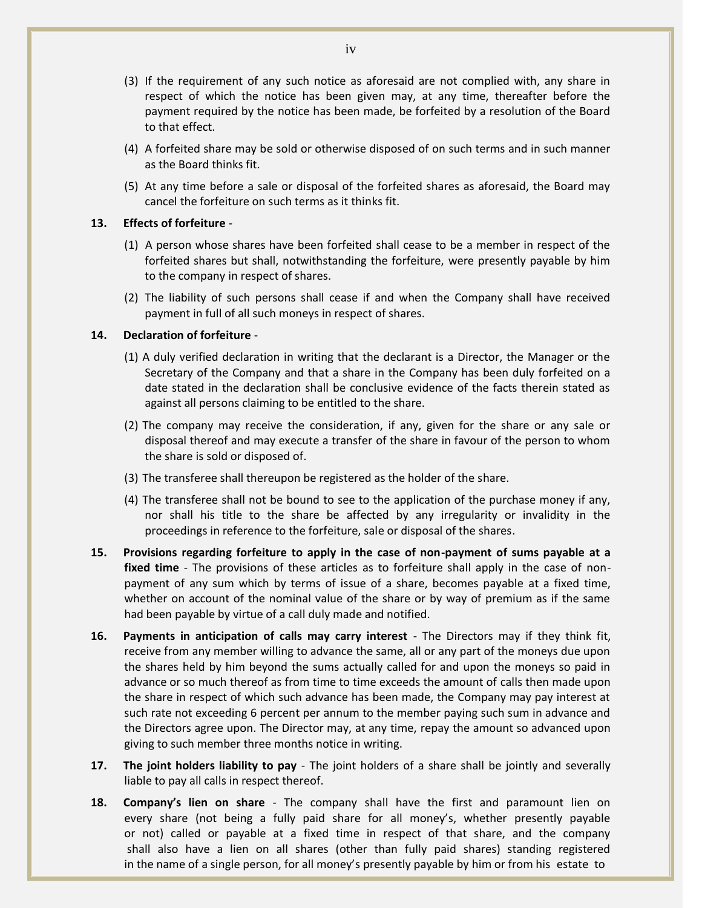(3) If the requirement of any such notice as aforesaid are not complied with, any share in respect of which the notice has been given may, at any time, thereafter before the payment required by the notice has been made, be forfeited by a resolution of the Board to that effect.

(4) A forfeited share may be sold or otherwise disposed of on such terms and in such manner as the Board thinks fit.

(5) At any time before a sale or disposal of the forfeited shares as aforesaid, the Board may cancel the forfeiture on such terms as it thinks fit.

**13. Effects of forfeiture** -

(1) A person whose shares have been forfeited shall cease to be a member in respect of the forfeited shares but shall, notwithstanding the forfeiture, were presently payable by him to the company in respect of shares.

(2) The liability of such persons shall cease if and when the Company shall have received payment in full of all such moneys in respect of shares.

**14. Declaration of forfeiture** -

(1) A duly verified declaration in writing that the declarant is a Director, the Manager or the Secretary of the Company and that a share in the Company has been duly forfeited on a date stated in the declaration shall be conclusive evidence of the facts therein stated as against all persons claiming to be entitled to the share.

(2) The company may receive the consideration, if any, given for the share or any sale or disposal thereof and may execute a transfer of the share in favour of the person to whom the share is sold or disposed of.

(3) The transferee shall thereupon be registered as the holder of the share.

(4) The transferee shall not be bound to see to the application of the purchase money if any, nor shall his title to the share be affected by any irregularity or invalidity in the proceedings in reference to the forfeiture, sale or disposal of the shares.

**15. Provisions regarding forfeiture to apply in the case of non-payment of sums payable at a fixed time** - The provisions of these articles as to forfeiture shall apply in the case of non-payment of any sum which by terms of issue of a share, becomes payable at a fixed time, whether on account of the nominal value of the share or by way of premium as if the same had been payable by virtue of a call duly made and notified.

**16. Payments in anticipation of calls may carry interest** - The Directors may if they think fit, receive from any member willing to advance the same, all or any part of the moneys due upon the shares held by him beyond the sums actually called for and upon the moneys so paid in advance or so much thereof as from time to time exceeds the amount of calls then made upon the share in respect of which such advance has been made, the Company may pay interest at such rate not exceeding 6 percent per annum to the member paying such sum in advance and the Directors agree upon. The Director may, at any time, repay the amount so advanced upon giving to such member three months notice in writing.

**17. The joint holders liability to pay** - The joint holders of a share shall be jointly and severally liable to pay all calls in respect thereof.

**18. Company's lien on share** - The company shall have the first and paramount lien on every share (not being a fully paid share for all money's, whether presently payable or not) called or payable at a fixed time in respect of that share, and the company shall also have a lien on all shares (other than fully paid shares) standing registered in the name of a single person, for all money's presently payable by him or from his estate to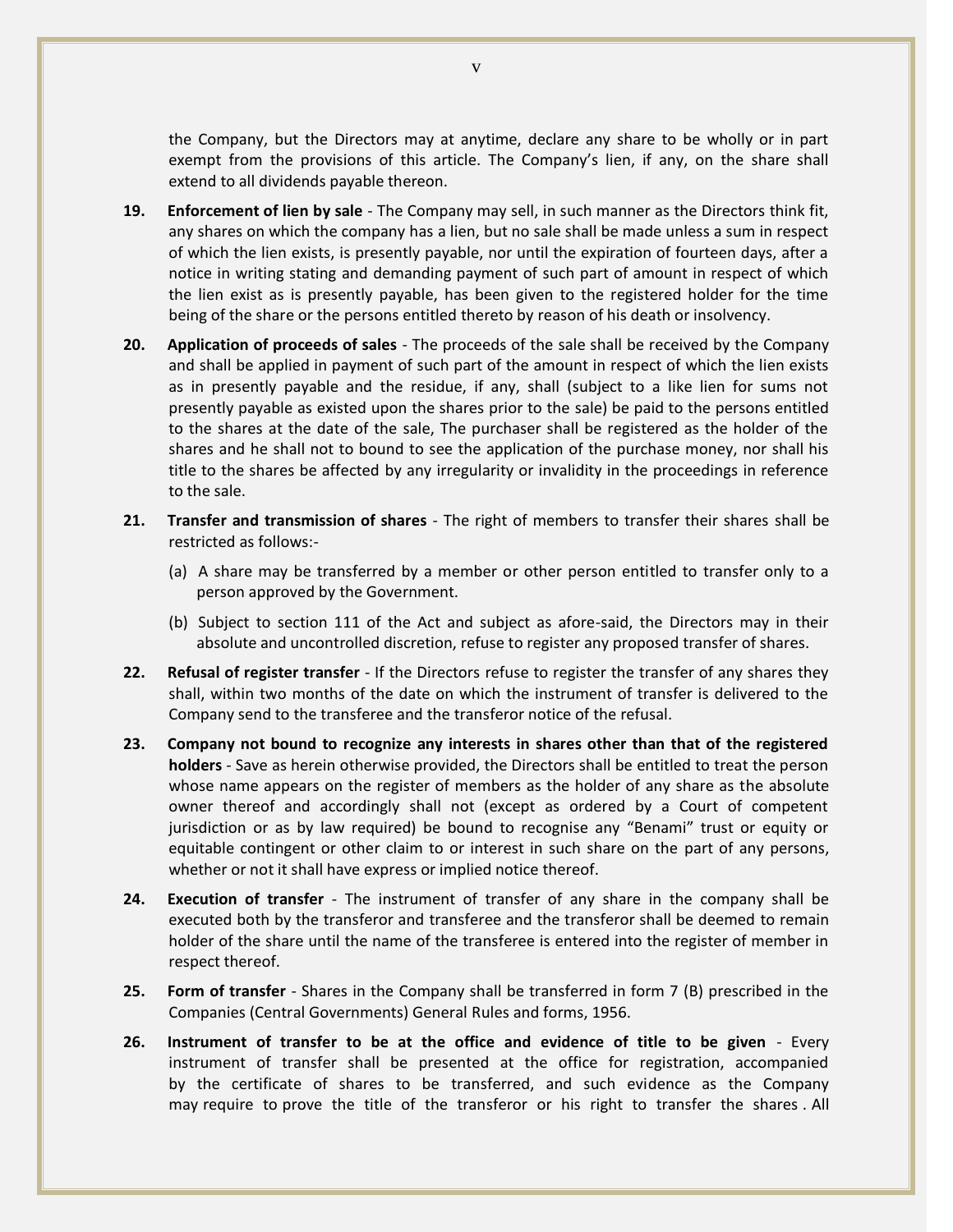the Company, but the Directors may at anytime, declare any share to be wholly or in part exempt from the provisions of this article. The Company's lien, if any, on the share shall extend to all dividends payable thereon.

**19. Enforcement of lien by sale** - The Company may sell, in such manner as the Directors think fit, any shares on which the company has a lien, but no sale shall be made unless a sum in respect of which the lien exists, is presently payable, nor until the expiration of fourteen days, after a notice in writing stating and demanding payment of such part of amount in respect of which the lien exist as is presently payable, has been given to the registered holder for the time being of the share or the persons entitled thereto by reason of his death or insolvency.

**20. Application of proceeds of sales** - The proceeds of the sale shall be received by the Company and shall be applied in payment of such part of the amount in respect of which the lien exists as in presently payable and the residue, if any, shall (subject to a like lien for sums not presently payable as existed upon the shares prior to the sale) be paid to the persons entitled to the shares at the date of the sale, The purchaser shall be registered as the holder of the shares and he shall not to bound to see the application of the purchase money, nor shall his title to the shares be affected by any irregularity or invalidity in the proceedings in reference to the sale.

**21. Transfer and transmission of shares** - The right of members to transfer their shares shall be restricted as follows:-

(a) A share may be transferred by a member or other person entitled to transfer only to a person approved by the Government.

(b) Subject to section 111 of the Act and subject as afore-said, the Directors may in their absolute and uncontrolled discretion, refuse to register any proposed transfer of shares.

**22. Refusal of register transfer** - If the Directors refuse to register the transfer of any shares they shall, within two months of the date on which the instrument of transfer is delivered to the Company send to the transferee and the transferor notice of the refusal.

**23. Company not bound to recognize any interests in shares other than that of the registered holders** - Save as herein otherwise provided, the Directors shall be entitled to treat the person whose name appears on the register of members as the holder of any share as the absolute owner thereof and accordingly shall not (except as ordered by a Court of competent jurisdiction or as by law required) be bound to recognise any "Benami" trust or equity or equitable contingent or other claim to or interest in such share on the part of any persons, whether or not it shall have express or implied notice thereof.

**24. Execution of transfer** - The instrument of transfer of any share in the company shall be executed both by the transferor and transferee and the transferor shall be deemed to remain holder of the share until the name of the transferee is entered into the register of member in respect thereof.

**25. Form of transfer** - Shares in the Company shall be transferred in form 7 (B) prescribed in the Companies (Central Governments) General Rules and forms, 1956.

**26. Instrument of transfer to be at the office and evidence of title to be given** - Every instrument of transfer shall be presented at the office for registration, accompanied by the certificate of shares to be transferred, and such evidence as the Company may require to prove the title of the transferor or his right to transfer the shares . All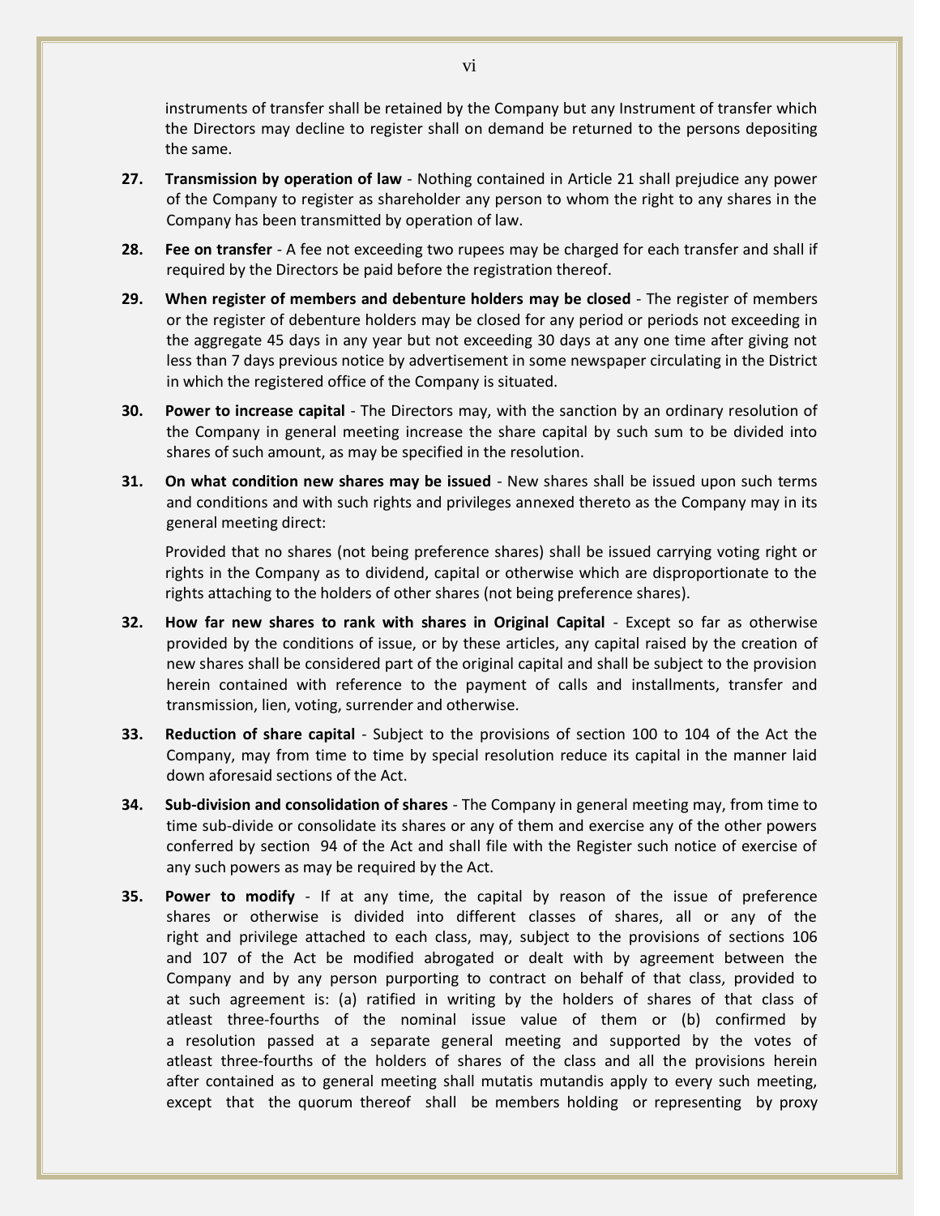instruments of transfer shall be retained by the Company but any Instrument of transfer which the Directors may decline to register shall on demand be returned to the persons depositing the same.

**27. Transmission by operation of law** - Nothing contained in Article 21 shall prejudice any power of the Company to register as shareholder any person to whom the right to any shares in the Company has been transmitted by operation of law.

**28. Fee on transfer** - A fee not exceeding two rupees may be charged for each transfer and shall if required by the Directors be paid before the registration thereof.

**29. When register of members and debenture holders may be closed** - The register of members or the register of debenture holders may be closed for any period or periods not exceeding in the aggregate 45 days in any year but not exceeding 30 days at any one time after giving not less than 7 days previous notice by advertisement in some newspaper circulating in the District in which the registered office of the Company is situated.

**30. Power to increase capital** - The Directors may, with the sanction by an ordinary resolution of the Company in general meeting increase the share capital by such sum to be divided into shares of such amount, as may be specified in the resolution.

**31. On what condition new shares may be issued** - New shares shall be issued upon such terms and conditions and with such rights and privileges annexed thereto as the Company may in its general meeting direct:

Provided that no shares (not being preference shares) shall be issued carrying voting right or rights in the Company as to dividend, capital or otherwise which are disproportionate to the rights attaching to the holders of other shares (not being preference shares).

**32. How far new shares to rank with shares in Original Capital** - Except so far as otherwise provided by the conditions of issue, or by these articles, any capital raised by the creation of new shares shall be considered part of the original capital and shall be subject to the provision herein contained with reference to the payment of calls and installments, transfer and transmission, lien, voting, surrender and otherwise.

**33. Reduction of share capital** - Subject to the provisions of section 100 to 104 of the Act the Company, may from time to time by special resolution reduce its capital in the manner laid down aforesaid sections of the Act.

**34. Sub-division and consolidation of shares** - The Company in general meeting may, from time to time sub-divide or consolidate its shares or any of them and exercise any of the other powers conferred by section 94 of the Act and shall file with the Register such notice of exercise of any such powers as may be required by the Act.

**35. Power to modify** - If at any time, the capital by reason of the issue of preference shares or otherwise is divided into different classes of shares, all or any of the right and privilege attached to each class, may, subject to the provisions of sections 106 and 107 of the Act be modified abrogated or dealt with by agreement between the Company and by any person purporting to contract on behalf of that class, provided to at such agreement is: (a) ratified in writing by the holders of shares of that class of atleast three-fourths of the nominal issue value of them or (b) confirmed by a resolution passed at a separate general meeting and supported by the votes of atleast three-fourths of the holders of shares of the class and all the provisions herein after contained as to general meeting shall mutatis mutandis apply to every such meeting, except that the quorum thereof shall be members holding or representing by proxy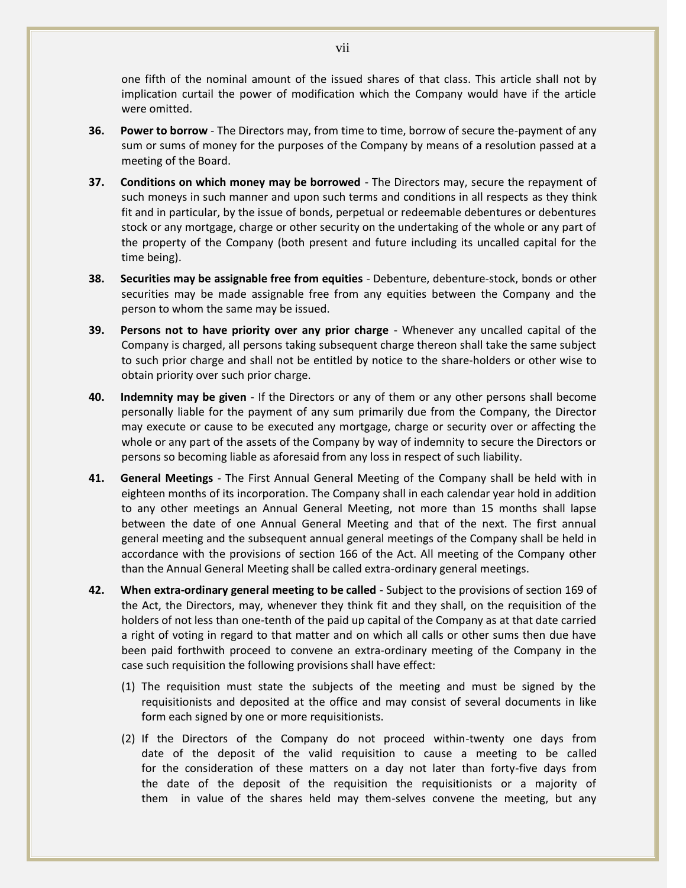one fifth of the nominal amount of the issued shares of that class. This article shall not by implication curtail the power of modification which the Company would have if the article were omitted.

**36.** **Power to borrow** - The Directors may, from time to time, borrow of secure the-payment of any sum or sums of money for the purposes of the Company by means of a resolution passed at a meeting of the Board.

**37.** **Conditions on which money may be borrowed** - The Directors may, secure the repayment of such moneys in such manner and upon such terms and conditions in all respects as they think fit and in particular, by the issue of bonds, perpetual or redeemable debentures or debentures stock or any mortgage, charge or other security on the undertaking of the whole or any part of the property of the Company (both present and future including its uncalled capital for the time being).

**38.** **Securities may be assignable free from equities** - Debenture, debenture-stock, bonds or other securities may be made assignable free from any equities between the Company and the person to whom the same may be issued.

**39.** **Persons not to have priority over any prior charge** - Whenever any uncalled capital of the Company is charged, all persons taking subsequent charge thereon shall take the same subject to such prior charge and shall not be entitled by notice to the share-holders or other wise to obtain priority over such prior charge.

**40.** **Indemnity may be given** - If the Directors or any of them or any other persons shall become personally liable for the payment of any sum primarily due from the Company, the Director may execute or cause to be executed any mortgage, charge or security over or affecting the whole or any part of the assets of the Company by way of indemnity to secure the Directors or persons so becoming liable as aforesaid from any loss in respect of such liability.

**41.** **General Meetings** - The First Annual General Meeting of the Company shall be held with in eighteen months of its incorporation. The Company shall in each calendar year hold in addition to any other meetings an Annual General Meeting, not more than 15 months shall lapse between the date of one Annual General Meeting and that of the next. The first annual general meeting and the subsequent annual general meetings of the Company shall be held in accordance with the provisions of section 166 of the Act. All meeting of the Company other than the Annual General Meeting shall be called extra-ordinary general meetings.

**42.** **When extra-ordinary general meeting to be called** - Subject to the provisions of section 169 of the Act, the Directors, may, whenever they think fit and they shall, on the requisition of the holders of not less than one-tenth of the paid up capital of the Company as at that date carried a right of voting in regard to that matter and on which all calls or other sums then due have been paid forthwith proceed to convene an extra-ordinary meeting of the Company in the case such requisition the following provisions shall have effect:

(1) The requisition must state the subjects of the meeting and must be signed by the requisitionists and deposited at the office and may consist of several documents in like form each signed by one or more requisitionists.

(2) If the Directors of the Company do not proceed within-twenty one days from date of the deposit of the valid requisition to cause a meeting to be called for the consideration of these matters on a day not later than forty-five days from the date of the deposit of the requisition the requisitionists or a majority of them in value of the shares held may them-selves convene the meeting, but any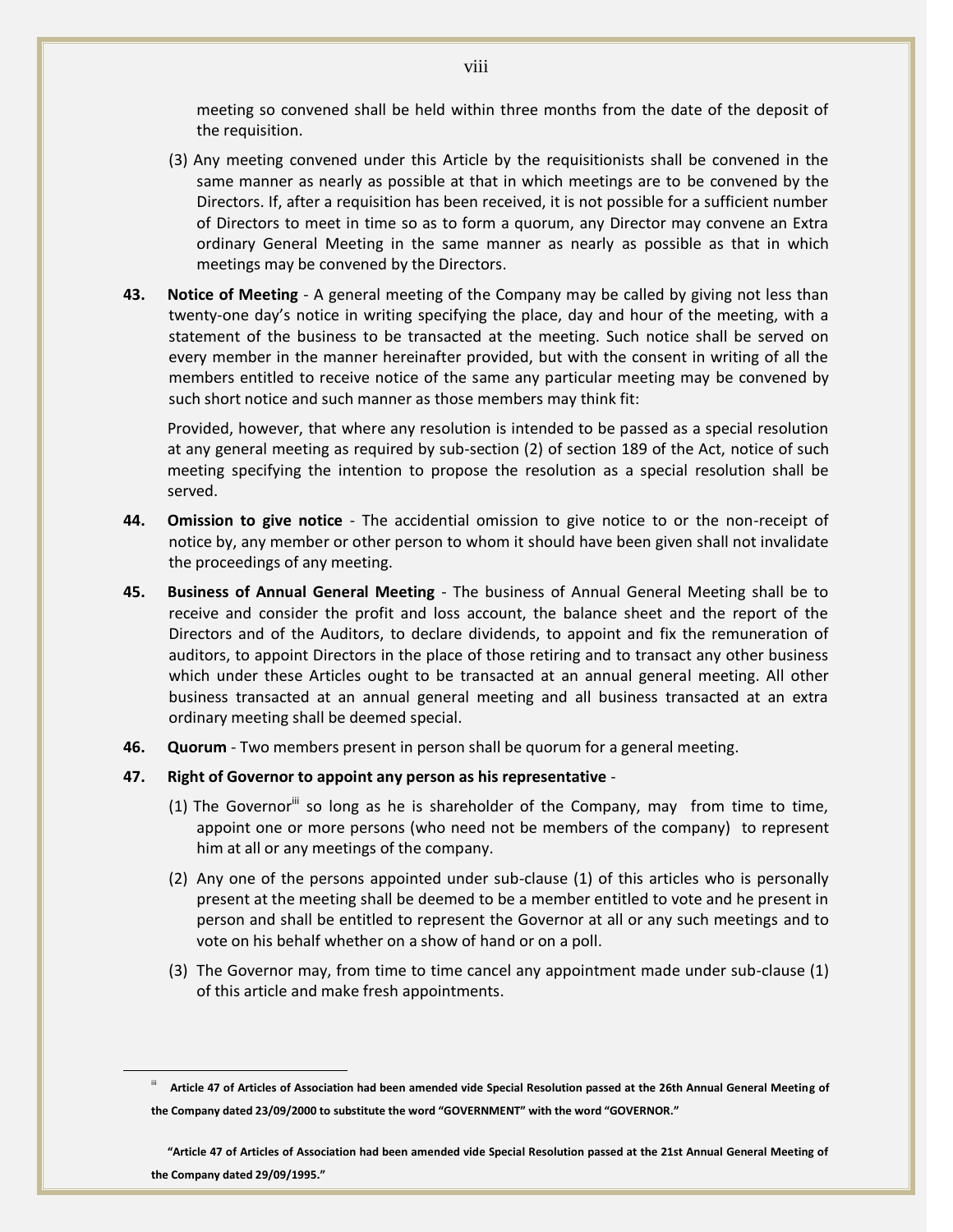meeting so convened shall be held within three months from the date of the deposit of the requisition.

(3) Any meeting convened under this Article by the requisitionists shall be convened in the same manner as nearly as possible at that in which meetings are to be convened by the Directors. If, after a requisition has been received, it is not possible for a sufficient number of Directors to meet in time so as to form a quorum, any Director may convene an Extra ordinary General Meeting in the same manner as nearly as possible as that in which meetings may be convened by the Directors.

**43. Notice of Meeting** - A general meeting of the Company may be called by giving not less than twenty-one day's notice in writing specifying the place, day and hour of the meeting, with a statement of the business to be transacted at the meeting. Such notice shall be served on every member in the manner hereinafter provided, but with the consent in writing of all the members entitled to receive notice of the same any particular meeting may be convened by such short notice and such manner as those members may think fit:

Provided, however, that where any resolution is intended to be passed as a special resolution at any general meeting as required by sub-section (2) of section 189 of the Act, notice of such meeting specifying the intention to propose the resolution as a special resolution shall be served.

**44. Omission to give notice** - The accidential omission to give notice to or the non-receipt of notice by, any member or other person to whom it should have been given shall not invalidate the proceedings of any meeting.

**45. Business of Annual General Meeting** - The business of Annual General Meeting shall be to receive and consider the profit and loss account, the balance sheet and the report of the Directors and of the Auditors, to declare dividends, to appoint and fix the remuneration of auditors, to appoint Directors in the place of those retiring and to transact any other business which under these Articles ought to be transacted at an annual general meeting. All other business transacted at an annual general meeting and all business transacted at an extra ordinary meeting shall be deemed special.

**46. Quorum** - Two members present in person shall be quorum for a general meeting.

**47. Right of Governor to appoint any person as his representative** -

(1) The Governor[iii] so long as he is shareholder of the Company, may from time to time, appoint one or more persons (who need not be members of the company) to represent him at all or any meetings of the company.

(2) Any one of the persons appointed under sub-clause (1) of this articles who is personally present at the meeting shall be deemed to be a member entitled to vote and he present in person and shall be entitled to represent the Governor at all or any such meetings and to vote on his behalf whether on a show of hand or on a poll.

(3) The Governor may, from time to time cancel any appointment made under sub-clause (1) of this article and make fresh appointments.

---

[iii] **Article 47 of Articles of Association had been amended vide Special Resolution passed at the 26th Annual General Meeting of the Company dated 23/09/2000 to substitute the word "GOVERNMENT" with the word "GOVERNOR."**

**"Article 47 of Articles of Association had been amended vide Special Resolution passed at the 21st Annual General Meeting of the Company dated 29/09/1995."**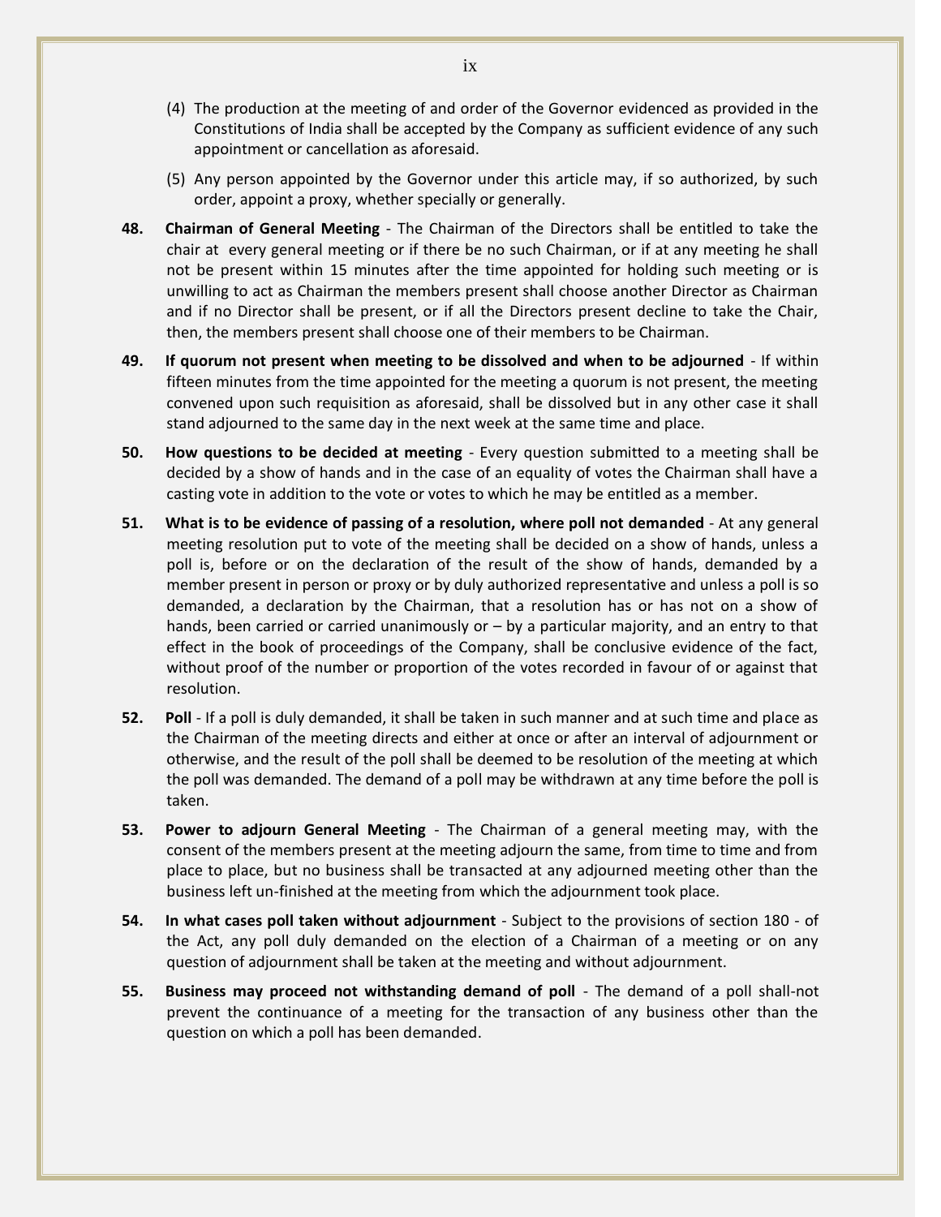(4) The production at the meeting of and order of the Governor evidenced as provided in the Constitutions of India shall be accepted by the Company as sufficient evidence of any such appointment or cancellation as aforesaid.

(5) Any person appointed by the Governor under this article may, if so authorized, by such order, appoint a proxy, whether specially or generally.

**48. Chairman of General Meeting** - The Chairman of the Directors shall be entitled to take the chair at every general meeting or if there be no such Chairman, or if at any meeting he shall not be present within 15 minutes after the time appointed for holding such meeting or is unwilling to act as Chairman the members present shall choose another Director as Chairman and if no Director shall be present, or if all the Directors present decline to take the Chair, then, the members present shall choose one of their members to be Chairman.

**49. If quorum not present when meeting to be dissolved and when to be adjourned** - If within fifteen minutes from the time appointed for the meeting a quorum is not present, the meeting convened upon such requisition as aforesaid, shall be dissolved but in any other case it shall stand adjourned to the same day in the next week at the same time and place.

**50. How questions to be decided at meeting** - Every question submitted to a meeting shall be decided by a show of hands and in the case of an equality of votes the Chairman shall have a casting vote in addition to the vote or votes to which he may be entitled as a member.

**51. What is to be evidence of passing of a resolution, where poll not demanded** - At any general meeting resolution put to vote of the meeting shall be decided on a show of hands, unless a poll is, before or on the declaration of the result of the show of hands, demanded by a member present in person or proxy or by duly authorized representative and unless a poll is so demanded, a declaration by the Chairman, that a resolution has or has not on a show of hands, been carried or carried unanimously or – by a particular majority, and an entry to that effect in the book of proceedings of the Company, shall be conclusive evidence of the fact, without proof of the number or proportion of the votes recorded in favour of or against that resolution.

**52. Poll** - If a poll is duly demanded, it shall be taken in such manner and at such time and place as the Chairman of the meeting directs and either at once or after an interval of adjournment or otherwise, and the result of the poll shall be deemed to be resolution of the meeting at which the poll was demanded. The demand of a poll may be withdrawn at any time before the poll is taken.

**53. Power to adjourn General Meeting** - The Chairman of a general meeting may, with the consent of the members present at the meeting adjourn the same, from time to time and from place to place, but no business shall be transacted at any adjourned meeting other than the business left un-finished at the meeting from which the adjournment took place.

**54. In what cases poll taken without adjournment** - Subject to the provisions of section 180 - of the Act, any poll duly demanded on the election of a Chairman of a meeting or on any question of adjournment shall be taken at the meeting and without adjournment.

**55. Business may proceed not withstanding demand of poll** - The demand of a poll shall-not prevent the continuance of a meeting for the transaction of any business other than the question on which a poll has been demanded.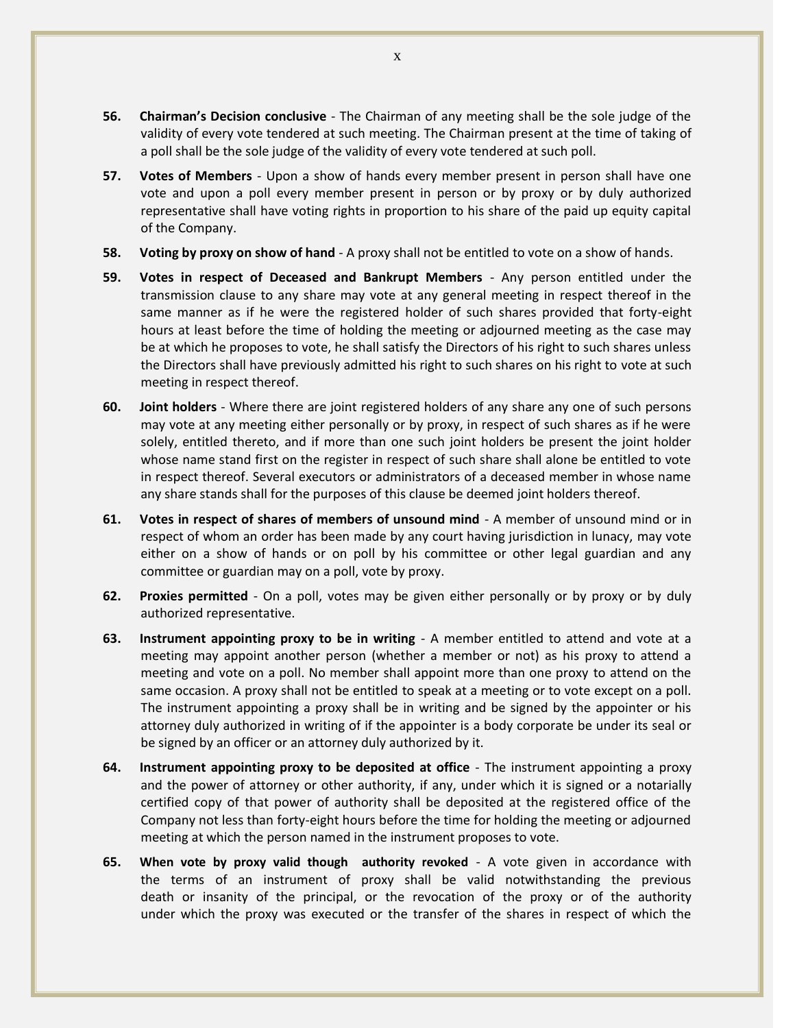**56. Chairman's Decision conclusive** - The Chairman of any meeting shall be the sole judge of the validity of every vote tendered at such meeting. The Chairman present at the time of taking of a poll shall be the sole judge of the validity of every vote tendered at such poll.

**57. Votes of Members** - Upon a show of hands every member present in person shall have one vote and upon a poll every member present in person or by proxy or by duly authorized representative shall have voting rights in proportion to his share of the paid up equity capital of the Company.

**58. Voting by proxy on show of hand** - A proxy shall not be entitled to vote on a show of hands.

**59. Votes in respect of Deceased and Bankrupt Members** - Any person entitled under the transmission clause to any share may vote at any general meeting in respect thereof in the same manner as if he were the registered holder of such shares provided that forty-eight hours at least before the time of holding the meeting or adjourned meeting as the case may be at which he proposes to vote, he shall satisfy the Directors of his right to such shares unless the Directors shall have previously admitted his right to such shares on his right to vote at such meeting in respect thereof.

**60. Joint holders** - Where there are joint registered holders of any share any one of such persons may vote at any meeting either personally or by proxy, in respect of such shares as if he were solely, entitled thereto, and if more than one such joint holders be present the joint holder whose name stand first on the register in respect of such share shall alone be entitled to vote in respect thereof. Several executors or administrators of a deceased member in whose name any share stands shall for the purposes of this clause be deemed joint holders thereof.

**61. Votes in respect of shares of members of unsound mind** - A member of unsound mind or in respect of whom an order has been made by any court having jurisdiction in lunacy, may vote either on a show of hands or on poll by his committee or other legal guardian and any committee or guardian may on a poll, vote by proxy.

**62. Proxies permitted** - On a poll, votes may be given either personally or by proxy or by duly authorized representative.

**63. Instrument appointing proxy to be in writing** - A member entitled to attend and vote at a meeting may appoint another person (whether a member or not) as his proxy to attend a meeting and vote on a poll. No member shall appoint more than one proxy to attend on the same occasion. A proxy shall not be entitled to speak at a meeting or to vote except on a poll. The instrument appointing a proxy shall be in writing and be signed by the appointer or his attorney duly authorized in writing of if the appointer is a body corporate be under its seal or be signed by an officer or an attorney duly authorized by it.

**64. Instrument appointing proxy to be deposited at office** - The instrument appointing a proxy and the power of attorney or other authority, if any, under which it is signed or a notarially certified copy of that power of authority shall be deposited at the registered office of the Company not less than forty-eight hours before the time for holding the meeting or adjourned meeting at which the person named in the instrument proposes to vote.

**65. When vote by proxy valid though authority revoked** - A vote given in accordance with the terms of an instrument of proxy shall be valid notwithstanding the previous death or insanity of the principal, or the revocation of the proxy or of the authority under which the proxy was executed or the transfer of the shares in respect of which the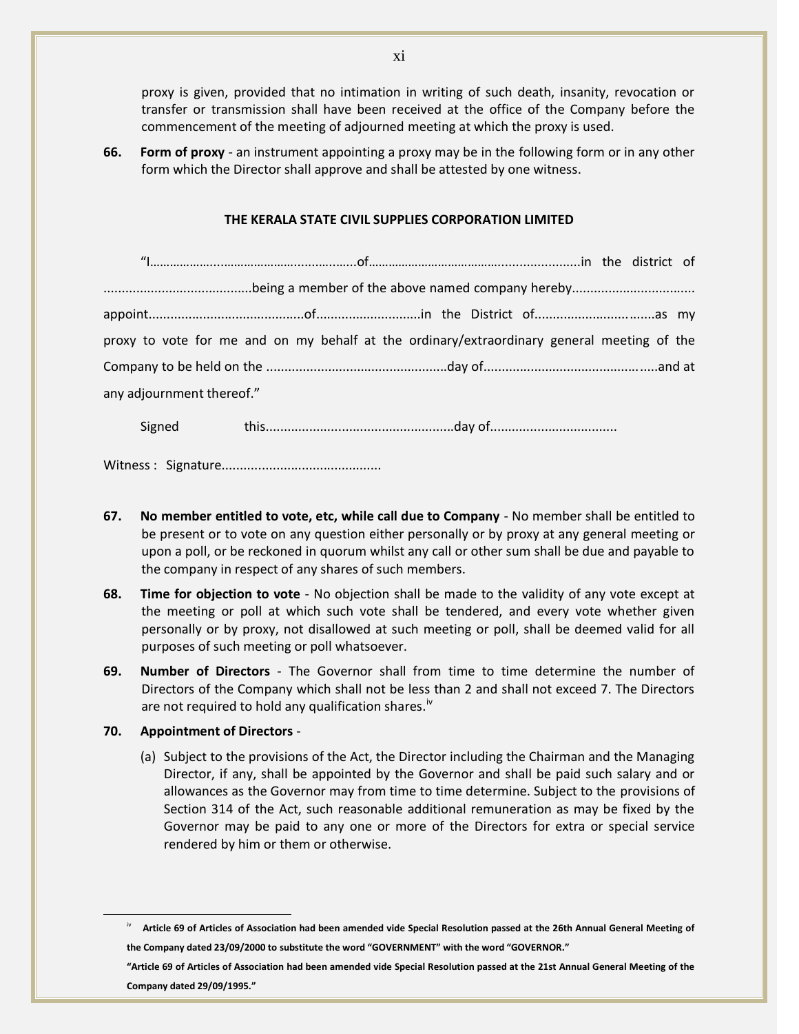proxy is given, provided that no intimation in writing of such death, insanity, revocation or transfer or transmission shall have been received at the office of the Company before the commencement of the meeting of adjourned meeting at which the proxy is used.

**66. Form of proxy** - an instrument appointing a proxy may be in the following form or in any other form which the Director shall approve and shall be attested by one witness.

**THE KERALA STATE CIVIL SUPPLIES CORPORATION LIMITED**

"I…………………..…………………….……….……..of……………………………………......................in the district of .........................................being a member of the above named company hereby.................................. appoint...........................................of.............................in the District of.................................as my proxy to vote for me and on my behalf at the ordinary/extraordinary general meeting of the Company to be held on the ..................................................day of.............................................and at any adjournment thereof."

Signed this....................................................day of..................................

Witness : Signature............................................

**67. No member entitled to vote, etc, while call due to Company** - No member shall be entitled to be present or to vote on any question either personally or by proxy at any general meeting or upon a poll, or be reckoned in quorum whilst any call or other sum shall be due and payable to the company in respect of any shares of such members.

**68. Time for objection to vote** - No objection shall be made to the validity of any vote except at the meeting or poll at which such vote shall be tendered, and every vote whether given personally or by proxy, not disallowed at such meeting or poll, shall be deemed valid for all purposes of such meeting or poll whatsoever.

**69. Number of Directors** - The Governor shall from time to time determine the number of Directors of the Company which shall not be less than 2 and shall not exceed 7. The Directors are not required to hold any qualification shares.[iv]

**70. Appointment of Directors** -

(a) Subject to the provisions of the Act, the Director including the Chairman and the Managing Director, if any, shall be appointed by the Governor and shall be paid such salary and or allowances as the Governor may from time to time determine. Subject to the provisions of Section 314 of the Act, such reasonable additional remuneration as may be fixed by the Governor may be paid to any one or more of the Directors for extra or special service rendered by him or them or otherwise.

---

[iv] **Article 69 of Articles of Association had been amended vide Special Resolution passed at the 26th Annual General Meeting of the Company dated 23/09/2000 to substitute the word "GOVERNMENT" with the word "GOVERNOR."**

**"Article 69 of Articles of Association had been amended vide Special Resolution passed at the 21st Annual General Meeting of the Company dated 29/09/1995."**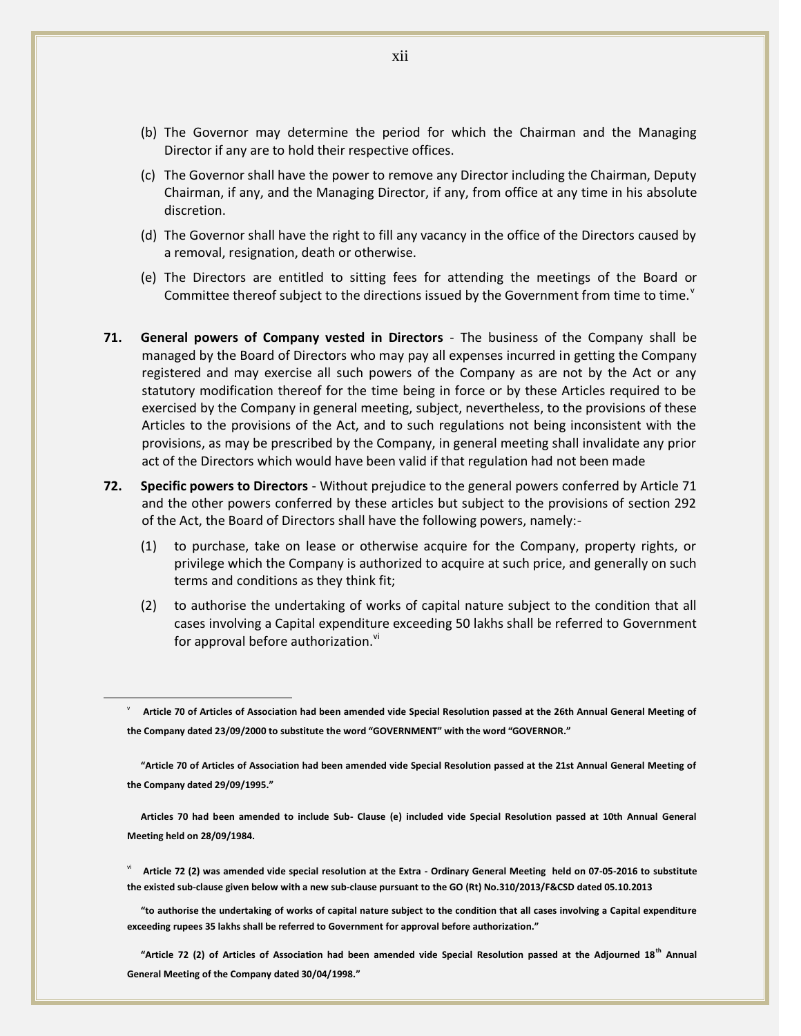(b) The Governor may determine the period for which the Chairman and the Managing Director if any are to hold their respective offices.

(c) The Governor shall have the power to remove any Director including the Chairman, Deputy Chairman, if any, and the Managing Director, if any, from office at any time in his absolute discretion.

(d) The Governor shall have the right to fill any vacancy in the office of the Directors caused by a removal, resignation, death or otherwise.

(e) The Directors are entitled to sitting fees for attending the meetings of the Board or Committee thereof subject to the directions issued by the Government from time to time.[v]

**71. General powers of Company vested in Directors** - The business of the Company shall be managed by the Board of Directors who may pay all expenses incurred in getting the Company registered and may exercise all such powers of the Company as are not by the Act or any statutory modification thereof for the time being in force or by these Articles required to be exercised by the Company in general meeting, subject, nevertheless, to the provisions of these Articles to the provisions of the Act, and to such regulations not being inconsistent with the provisions, as may be prescribed by the Company, in general meeting shall invalidate any prior act of the Directors which would have been valid if that regulation had not been made

**72. Specific powers to Directors** - Without prejudice to the general powers conferred by Article 71 and the other powers conferred by these articles but subject to the provisions of section 292 of the Act, the Board of Directors shall have the following powers, namely:-

(1) to purchase, take on lease or otherwise acquire for the Company, property rights, or privilege which the Company is authorized to acquire at such price, and generally on such terms and conditions as they think fit;

(2) to authorise the undertaking of works of capital nature subject to the condition that all cases involving a Capital expenditure exceeding 50 lakhs shall be referred to Government for approval before authorization.[vi]

---

[v] **Article 70 of Articles of Association had been amended vide Special Resolution passed at the 26th Annual General Meeting of the Company dated 23/09/2000 to substitute the word "GOVERNMENT" with the word "GOVERNOR."**

**"Article 70 of Articles of Association had been amended vide Special Resolution passed at the 21st Annual General Meeting of the Company dated 29/09/1995."**

**Articles 70 had been amended to include Sub- Clause (e) included vide Special Resolution passed at 10th Annual General Meeting held on 28/09/1984.**

[vi] **Article 72 (2) was amended vide special resolution at the Extra - Ordinary General Meeting held on 07-05-2016 to substitute the existed sub-clause given below with a new sub-clause pursuant to the GO (Rt) No.310/2013/F&CSD dated 05.10.2013**

**"to authorise the undertaking of works of capital nature subject to the condition that all cases involving a Capital expenditure exceeding rupees 35 lakhs shall be referred to Government for approval before authorization."**

**"Article 72 (2) of Articles of Association had been amended vide Special Resolution passed at the Adjourned 18th Annual General Meeting of the Company dated 30/04/1998."**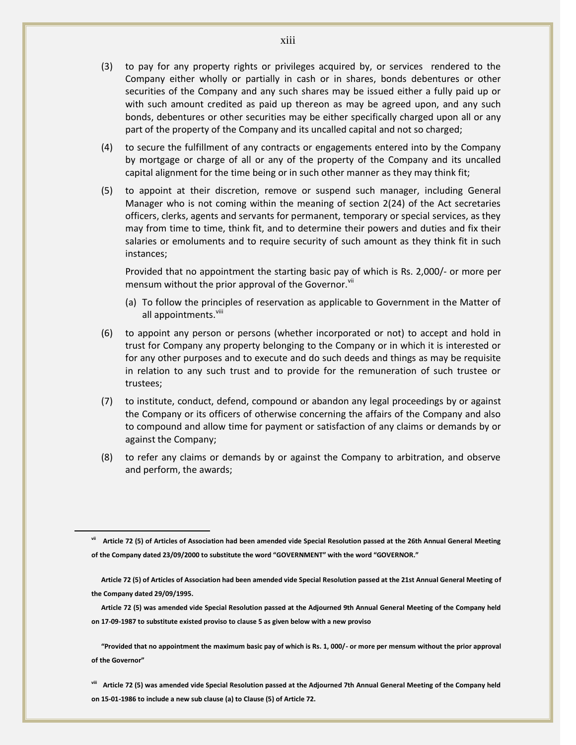(3) to pay for any property rights or privileges acquired by, or services rendered to the Company either wholly or partially in cash or in shares, bonds debentures or other securities of the Company and any such shares may be issued either a fully paid up or with such amount credited as paid up thereon as may be agreed upon, and any such bonds, debentures or other securities may be either specifically charged upon all or any part of the property of the Company and its uncalled capital and not so charged;

(4) to secure the fulfillment of any contracts or engagements entered into by the Company by mortgage or charge of all or any of the property of the Company and its uncalled capital alignment for the time being or in such other manner as they may think fit;

(5) to appoint at their discretion, remove or suspend such manager, including General Manager who is not coming within the meaning of section 2(24) of the Act secretaries officers, clerks, agents and servants for permanent, temporary or special services, as they may from time to time, think fit, and to determine their powers and duties and fix their salaries or emoluments and to require security of such amount as they think fit in such instances;

Provided that no appointment the starting basic pay of which is Rs. 2,000/- or more per mensum without the prior approval of the Governor.[vii]

(a) To follow the principles of reservation as applicable to Government in the Matter of all appointments.[viii]

(6) to appoint any person or persons (whether incorporated or not) to accept and hold in trust for Company any property belonging to the Company or in which it is interested or for any other purposes and to execute and do such deeds and things as may be requisite in relation to any such trust and to provide for the remuneration of such trustee or trustees;

(7) to institute, conduct, defend, compound or abandon any legal proceedings by or against the Company or its officers of otherwise concerning the affairs of the Company and also to compound and allow time for payment or satisfaction of any claims or demands by or against the Company;

(8) to refer any claims or demands by or against the Company to arbitration, and observe and perform, the awards;

---

**[vii] Article 72 (5) of Articles of Association had been amended vide Special Resolution passed at the 26th Annual General Meeting of the Company dated 23/09/2000 to substitute the word "GOVERNMENT" with the word "GOVERNOR."**

**Article 72 (5) of Articles of Association had been amended vide Special Resolution passed at the 21st Annual General Meeting of the Company dated 29/09/1995.**

**Article 72 (5) was amended vide Special Resolution passed at the Adjourned 9th Annual General Meeting of the Company held on 17-09-1987 to substitute existed proviso to clause 5 as given below with a new proviso**

**"Provided that no appointment the maximum basic pay of which is Rs. 1, 000/- or more per mensum without the prior approval of the Governor"**

**[viii] Article 72 (5) was amended vide Special Resolution passed at the Adjourned 7th Annual General Meeting of the Company held on 15-01-1986 to include a new sub clause (a) to Clause (5) of Article 72.**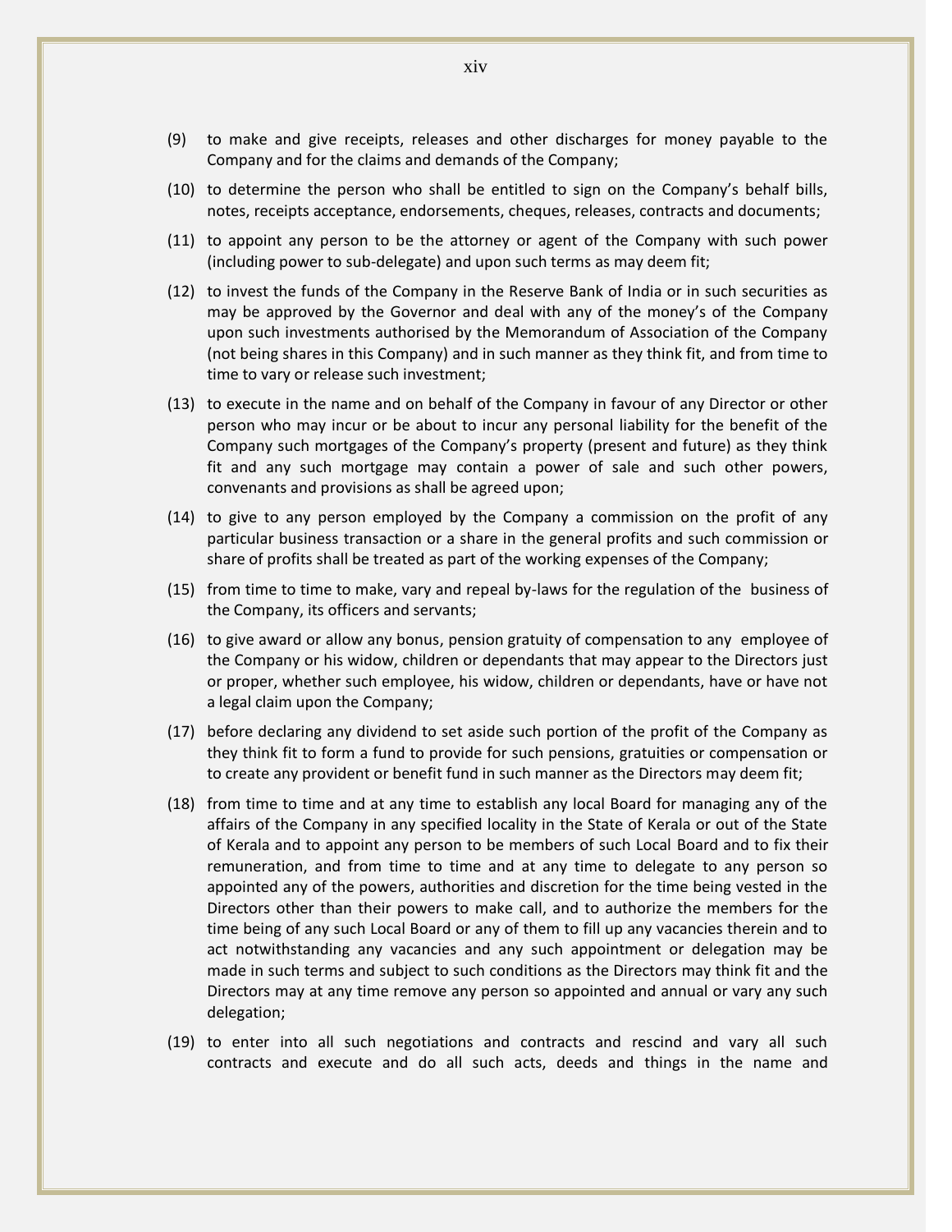(9) to make and give receipts, releases and other discharges for money payable to the Company and for the claims and demands of the Company;

(10) to determine the person who shall be entitled to sign on the Company's behalf bills, notes, receipts acceptance, endorsements, cheques, releases, contracts and documents;

(11) to appoint any person to be the attorney or agent of the Company with such power (including power to sub-delegate) and upon such terms as may deem fit;

(12) to invest the funds of the Company in the Reserve Bank of India or in such securities as may be approved by the Governor and deal with any of the money's of the Company upon such investments authorised by the Memorandum of Association of the Company (not being shares in this Company) and in such manner as they think fit, and from time to time to vary or release such investment;

(13) to execute in the name and on behalf of the Company in favour of any Director or other person who may incur or be about to incur any personal liability for the benefit of the Company such mortgages of the Company's property (present and future) as they think fit and any such mortgage may contain a power of sale and such other powers, convenants and provisions as shall be agreed upon;

(14) to give to any person employed by the Company a commission on the profit of any particular business transaction or a share in the general profits and such commission or share of profits shall be treated as part of the working expenses of the Company;

(15) from time to time to make, vary and repeal by-laws for the regulation of the business of the Company, its officers and servants;

(16) to give award or allow any bonus, pension gratuity of compensation to any employee of the Company or his widow, children or dependants that may appear to the Directors just or proper, whether such employee, his widow, children or dependants, have or have not a legal claim upon the Company;

(17) before declaring any dividend to set aside such portion of the profit of the Company as they think fit to form a fund to provide for such pensions, gratuities or compensation or to create any provident or benefit fund in such manner as the Directors may deem fit;

(18) from time to time and at any time to establish any local Board for managing any of the affairs of the Company in any specified locality in the State of Kerala or out of the State of Kerala and to appoint any person to be members of such Local Board and to fix their remuneration, and from time to time and at any time to delegate to any person so appointed any of the powers, authorities and discretion for the time being vested in the Directors other than their powers to make call, and to authorize the members for the time being of any such Local Board or any of them to fill up any vacancies therein and to act notwithstanding any vacancies and any such appointment or delegation may be made in such terms and subject to such conditions as the Directors may think fit and the Directors may at any time remove any person so appointed and annual or vary any such delegation;

(19) to enter into all such negotiations and contracts and rescind and vary all such contracts and execute and do all such acts, deeds and things in the name and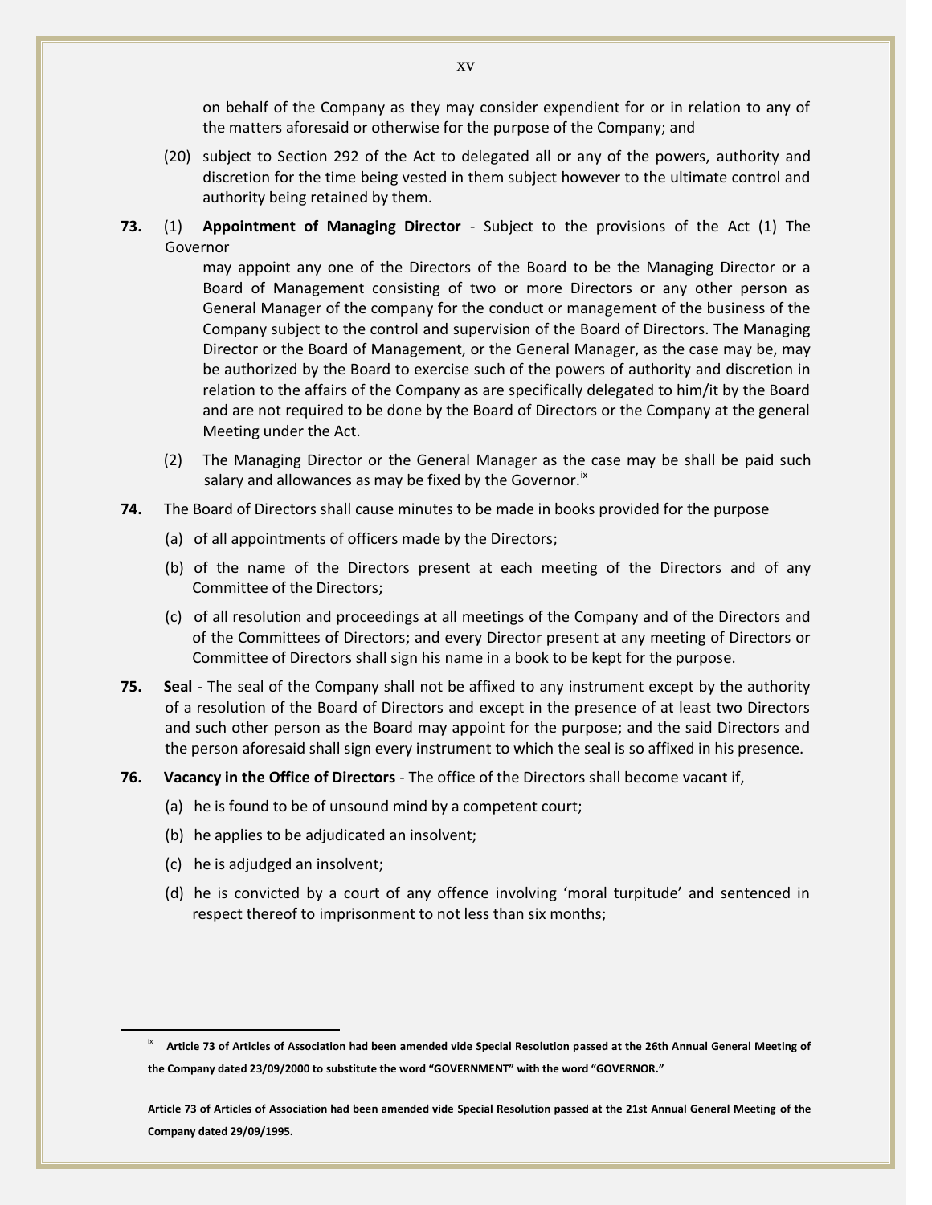on behalf of the Company as they may consider expendient for or in relation to any of the matters aforesaid or otherwise for the purpose of the Company; and

(20) subject to Section 292 of the Act to delegated all or any of the powers, authority and discretion for the time being vested in them subject however to the ultimate control and authority being retained by them.

**73.** (1) **Appointment of Managing Director** - Subject to the provisions of the Act (1) The Governor may appoint any one of the Directors of the Board to be the Managing Director or a Board of Management consisting of two or more Directors or any other person as General Manager of the company for the conduct or management of the business of the Company subject to the control and supervision of the Board of Directors. The Managing Director or the Board of Management, or the General Manager, as the case may be, may be authorized by the Board to exercise such of the powers of authority and discretion in relation to the affairs of the Company as are specifically delegated to him/it by the Board and are not required to be done by the Board of Directors or the Company at the general Meeting under the Act.

(2) The Managing Director or the General Manager as the case may be shall be paid such salary and allowances as may be fixed by the Governor.[ix]

**74.** The Board of Directors shall cause minutes to be made in books provided for the purpose

(a) of all appointments of officers made by the Directors;

(b) of the name of the Directors present at each meeting of the Directors and of any Committee of the Directors;

(c) of all resolution and proceedings at all meetings of the Company and of the Directors and of the Committees of Directors; and every Director present at any meeting of Directors or Committee of Directors shall sign his name in a book to be kept for the purpose.

**75.** **Seal** - The seal of the Company shall not be affixed to any instrument except by the authority of a resolution of the Board of Directors and except in the presence of at least two Directors and such other person as the Board may appoint for the purpose; and the said Directors and the person aforesaid shall sign every instrument to which the seal is so affixed in his presence.

**76.** **Vacancy in the Office of Directors** - The office of the Directors shall become vacant if,

(a) he is found to be of unsound mind by a competent court;

(b) he applies to be adjudicated an insolvent;

(c) he is adjudged an insolvent;

(d) he is convicted by a court of any offence involving 'moral turpitude' and sentenced in respect thereof to imprisonment to not less than six months;

---

[ix] **Article 73 of Articles of Association had been amended vide Special Resolution passed at the 26th Annual General Meeting of the Company dated 23/09/2000 to substitute the word "GOVERNMENT" with the word "GOVERNOR."**

**Article 73 of Articles of Association had been amended vide Special Resolution passed at the 21st Annual General Meeting of the Company dated 29/09/1995.**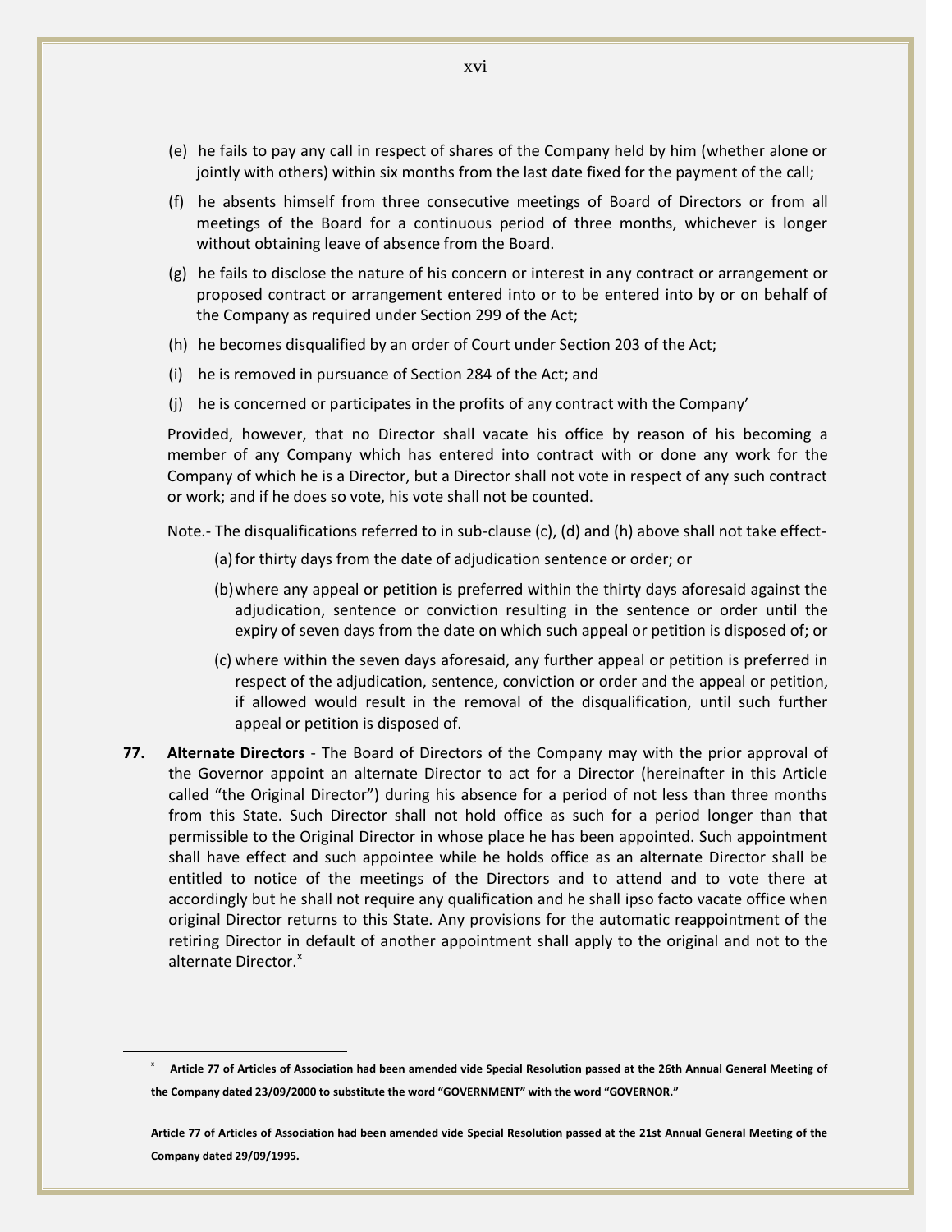(e) he fails to pay any call in respect of shares of the Company held by him (whether alone or jointly with others) within six months from the last date fixed for the payment of the call;

(f) he absents himself from three consecutive meetings of Board of Directors or from all meetings of the Board for a continuous period of three months, whichever is longer without obtaining leave of absence from the Board.

(g) he fails to disclose the nature of his concern or interest in any contract or arrangement or proposed contract or arrangement entered into or to be entered into by or on behalf of the Company as required under Section 299 of the Act;

(h) he becomes disqualified by an order of Court under Section 203 of the Act;

(i) he is removed in pursuance of Section 284 of the Act; and

(j) he is concerned or participates in the profits of any contract with the Company'

Provided, however, that no Director shall vacate his office by reason of his becoming a member of any Company which has entered into contract with or done any work for the Company of which he is a Director, but a Director shall not vote in respect of any such contract or work; and if he does so vote, his vote shall not be counted.

Note.- The disqualifications referred to in sub-clause (c), (d) and (h) above shall not take effect-

(a) for thirty days from the date of adjudication sentence or order; or

(b) where any appeal or petition is preferred within the thirty days aforesaid against the adjudication, sentence or conviction resulting in the sentence or order until the expiry of seven days from the date on which such appeal or petition is disposed of; or

(c) where within the seven days aforesaid, any further appeal or petition is preferred in respect of the adjudication, sentence, conviction or order and the appeal or petition, if allowed would result in the removal of the disqualification, until such further appeal or petition is disposed of.

**77. Alternate Directors** - The Board of Directors of the Company may with the prior approval of the Governor appoint an alternate Director to act for a Director (hereinafter in this Article called "the Original Director") during his absence for a period of not less than three months from this State. Such Director shall not hold office as such for a period longer than that permissible to the Original Director in whose place he has been appointed. Such appointment shall have effect and such appointee while he holds office as an alternate Director shall be entitled to notice of the meetings of the Directors and to attend and to vote there at accordingly but he shall not require any qualification and he shall ipso facto vacate office when original Director returns to this State. Any provisions for the automatic reappointment of the retiring Director in default of another appointment shall apply to the original and not to the alternate Director.[x]

---

[x] **Article 77 of Articles of Association had been amended vide Special Resolution passed at the 26th Annual General Meeting of the Company dated 23/09/2000 to substitute the word "GOVERNMENT" with the word "GOVERNOR."**

**Article 77 of Articles of Association had been amended vide Special Resolution passed at the 21st Annual General Meeting of the Company dated 29/09/1995.**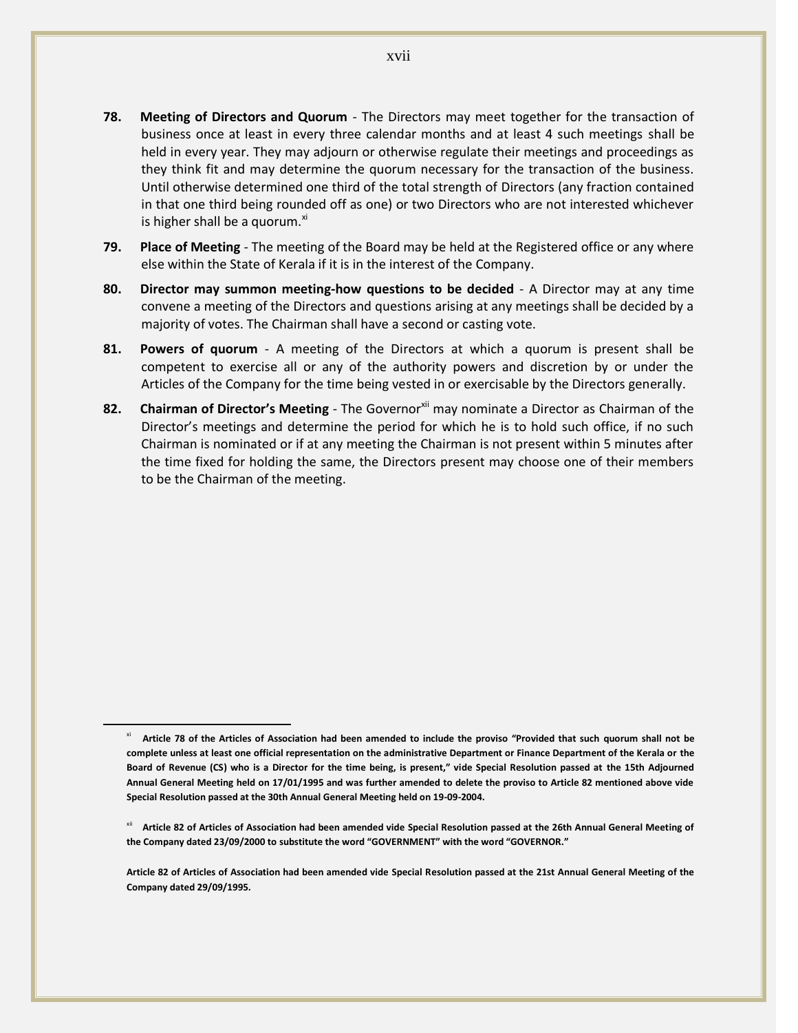**78. Meeting of Directors and Quorum** - The Directors may meet together for the transaction of business once at least in every three calendar months and at least 4 such meetings shall be held in every year. They may adjourn or otherwise regulate their meetings and proceedings as they think fit and may determine the quorum necessary for the transaction of the business. Until otherwise determined one third of the total strength of Directors (any fraction contained in that one third being rounded off as one) or two Directors who are not interested whichever is higher shall be a quorum.[xi]

**79. Place of Meeting** - The meeting of the Board may be held at the Registered office or any where else within the State of Kerala if it is in the interest of the Company.

**80. Director may summon meeting-how questions to be decided** - A Director may at any time convene a meeting of the Directors and questions arising at any meetings shall be decided by a majority of votes. The Chairman shall have a second or casting vote.

**81. Powers of quorum** - A meeting of the Directors at which a quorum is present shall be competent to exercise all or any of the authority powers and discretion by or under the Articles of the Company for the time being vested in or exercisable by the Directors generally.

**82. Chairman of Director's Meeting** - The Governor[xii] may nominate a Director as Chairman of the Director's meetings and determine the period for which he is to hold such office, if no such Chairman is nominated or if at any meeting the Chairman is not present within 5 minutes after the time fixed for holding the same, the Directors present may choose one of their members to be the Chairman of the meeting.

---

[xi] **Article 78 of the Articles of Association had been amended to include the proviso "Provided that such quorum shall not be complete unless at least one official representation on the administrative Department or Finance Department of the Kerala or the Board of Revenue (CS) who is a Director for the time being, is present," vide Special Resolution passed at the 15th Adjourned Annual General Meeting held on 17/01/1995 and was further amended to delete the proviso to Article 82 mentioned above vide Special Resolution passed at the 30th Annual General Meeting held on 19-09-2004.**

[xii] **Article 82 of Articles of Association had been amended vide Special Resolution passed at the 26th Annual General Meeting of the Company dated 23/09/2000 to substitute the word "GOVERNMENT" with the word "GOVERNOR."**

**Article 82 of Articles of Association had been amended vide Special Resolution passed at the 21st Annual General Meeting of the Company dated 29/09/1995.**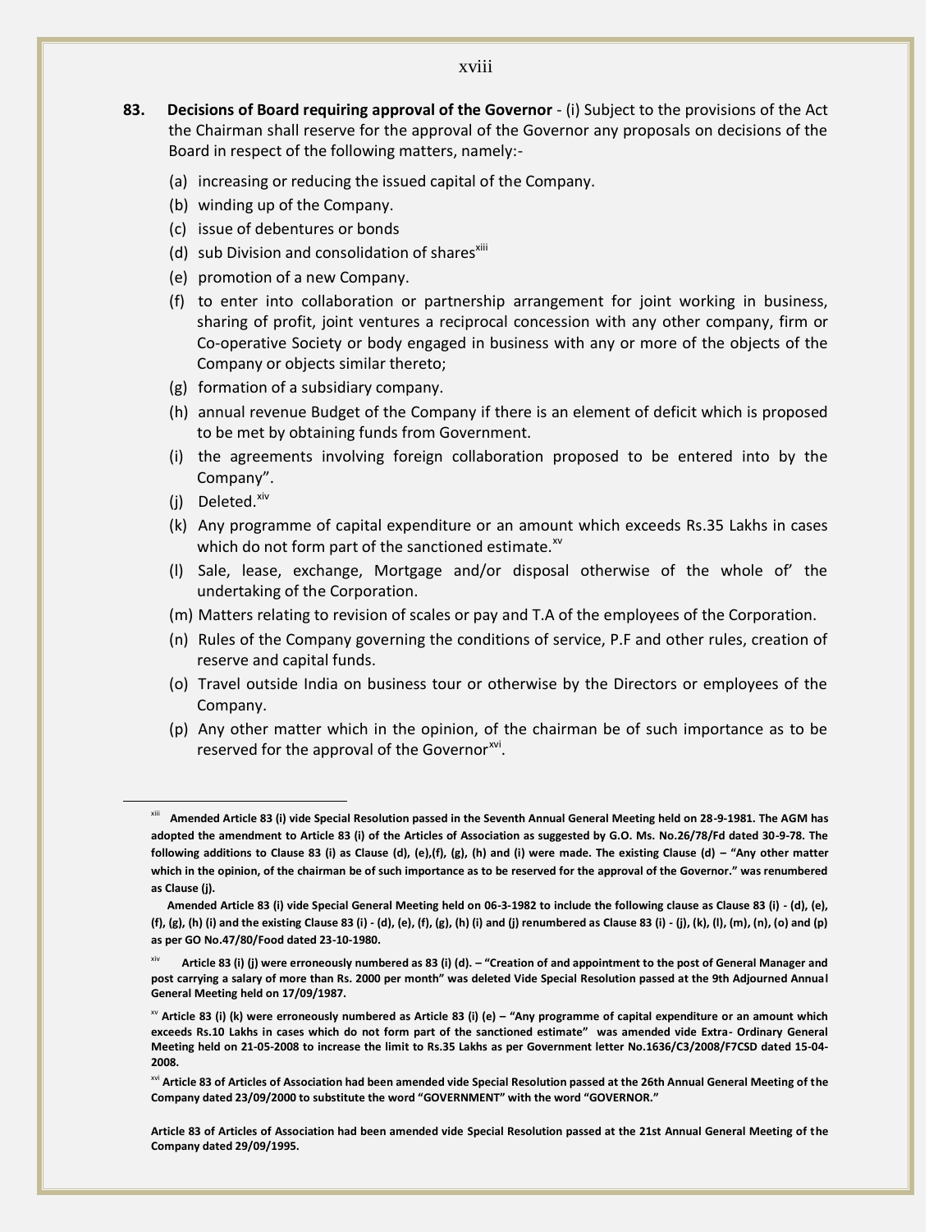**83. Decisions of Board requiring approval of the Governor** - (i) Subject to the provisions of the Act the Chairman shall reserve for the approval of the Governor any proposals on decisions of the Board in respect of the following matters, namely:-

(a) increasing or reducing the issued capital of the Company.

(b) winding up of the Company.

(c) issue of debentures or bonds

(d) sub Division and consolidation of shares[xiii]

(e) promotion of a new Company.

(f) to enter into collaboration or partnership arrangement for joint working in business, sharing of profit, joint ventures a reciprocal concession with any other company, firm or Co-operative Society or body engaged in business with any or more of the objects of the Company or objects similar thereto;

(g) formation of a subsidiary company.

(h) annual revenue Budget of the Company if there is an element of deficit which is proposed to be met by obtaining funds from Government.

(i) the agreements involving foreign collaboration proposed to be entered into by the Company".

(j) Deleted.[xiv]

(k) Any programme of capital expenditure or an amount which exceeds Rs.35 Lakhs in cases which do not form part of the sanctioned estimate.[xv]

(l) Sale, lease, exchange, Mortgage and/or disposal otherwise of the whole of' the undertaking of the Corporation.

(m) Matters relating to revision of scales or pay and T.A of the employees of the Corporation.

(n) Rules of the Company governing the conditions of service, P.F and other rules, creation of reserve and capital funds.

(o) Travel outside India on business tour or otherwise by the Directors or employees of the Company.

(p) Any other matter which in the opinion, of the chairman be of such importance as to be reserved for the approval of the Governor[xvi].

---

[xiii] **Amended Article 83 (i) vide Special Resolution passed in the Seventh Annual General Meeting held on 28-9-1981. The AGM has adopted the amendment to Article 83 (i) of the Articles of Association as suggested by G.O. Ms. No.26/78/Fd dated 30-9-78. The following additions to Clause 83 (i) as Clause (d), (e),(f), (g), (h) and (i) were made. The existing Clause (d) – "Any other matter which in the opinion, of the chairman be of such importance as to be reserved for the approval of the Governor." was renumbered as Clause (j).**

**Amended Article 83 (i) vide Special General Meeting held on 06-3-1982 to include the following clause as Clause 83 (i) - (d), (e), (f), (g), (h) (i) and the existing Clause 83 (i) - (d), (e), (f), (g), (h) (i) and (j) renumbered as Clause 83 (i) - (j), (k), (l), (m), (n), (o) and (p) as per GO No.47/80/Food dated 23-10-1980.**

[xiv] **Article 83 (i) (j) were erroneously numbered as 83 (i) (d). – "Creation of and appointment to the post of General Manager and post carrying a salary of more than Rs. 2000 per month" was deleted Vide Special Resolution passed at the 9th Adjourned Annual General Meeting held on 17/09/1987.**

[xv] **Article 83 (i) (k) were erroneously numbered as Article 83 (i) (e) – "Any programme of capital expenditure or an amount which exceeds Rs.10 Lakhs in cases which do not form part of the sanctioned estimate" was amended vide Extra- Ordinary General Meeting held on 21-05-2008 to increase the limit to Rs.35 Lakhs as per Government letter No.1636/C3/2008/F7CSD dated 15-04-2008.**

[xvi] **Article 83 of Articles of Association had been amended vide Special Resolution passed at the 26th Annual General Meeting of the Company dated 23/09/2000 to substitute the word "GOVERNMENT" with the word "GOVERNOR."**

**Article 83 of Articles of Association had been amended vide Special Resolution passed at the 21st Annual General Meeting of the Company dated 29/09/1995.**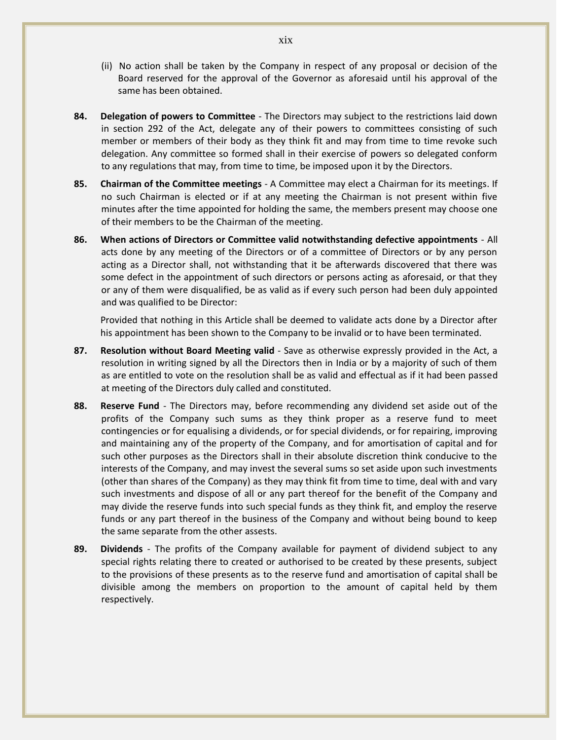(ii) No action shall be taken by the Company in respect of any proposal or decision of the Board reserved for the approval of the Governor as aforesaid until his approval of the same has been obtained.

**84. Delegation of powers to Committee** - The Directors may subject to the restrictions laid down in section 292 of the Act, delegate any of their powers to committees consisting of such member or members of their body as they think fit and may from time to time revoke such delegation. Any committee so formed shall in their exercise of powers so delegated conform to any regulations that may, from time to time, be imposed upon it by the Directors.

**85. Chairman of the Committee meetings** - A Committee may elect a Chairman for its meetings. If no such Chairman is elected or if at any meeting the Chairman is not present within five minutes after the time appointed for holding the same, the members present may choose one of their members to be the Chairman of the meeting.

**86. When actions of Directors or Committee valid notwithstanding defective appointments** - All acts done by any meeting of the Directors or of a committee of Directors or by any person acting as a Director shall, not withstanding that it be afterwards discovered that there was some defect in the appointment of such directors or persons acting as aforesaid, or that they or any of them were disqualified, be as valid as if every such person had been duly appointed and was qualified to be Director:

Provided that nothing in this Article shall be deemed to validate acts done by a Director after his appointment has been shown to the Company to be invalid or to have been terminated.

**87. Resolution without Board Meeting valid** - Save as otherwise expressly provided in the Act, a resolution in writing signed by all the Directors then in India or by a majority of such of them as are entitled to vote on the resolution shall be as valid and effectual as if it had been passed at meeting of the Directors duly called and constituted.

**88. Reserve Fund** - The Directors may, before recommending any dividend set aside out of the profits of the Company such sums as they think proper as a reserve fund to meet contingencies or for equalising a dividends, or for special dividends, or for repairing, improving and maintaining any of the property of the Company, and for amortisation of capital and for such other purposes as the Directors shall in their absolute discretion think conducive to the interests of the Company, and may invest the several sums so set aside upon such investments (other than shares of the Company) as they may think fit from time to time, deal with and vary such investments and dispose of all or any part thereof for the benefit of the Company and may divide the reserve funds into such special funds as they think fit, and employ the reserve funds or any part thereof in the business of the Company and without being bound to keep the same separate from the other assests.

**89. Dividends** - The profits of the Company available for payment of dividend subject to any special rights relating there to created or authorised to be created by these presents, subject to the provisions of these presents as to the reserve fund and amortisation of capital shall be divisible among the members on proportion to the amount of capital held by them respectively.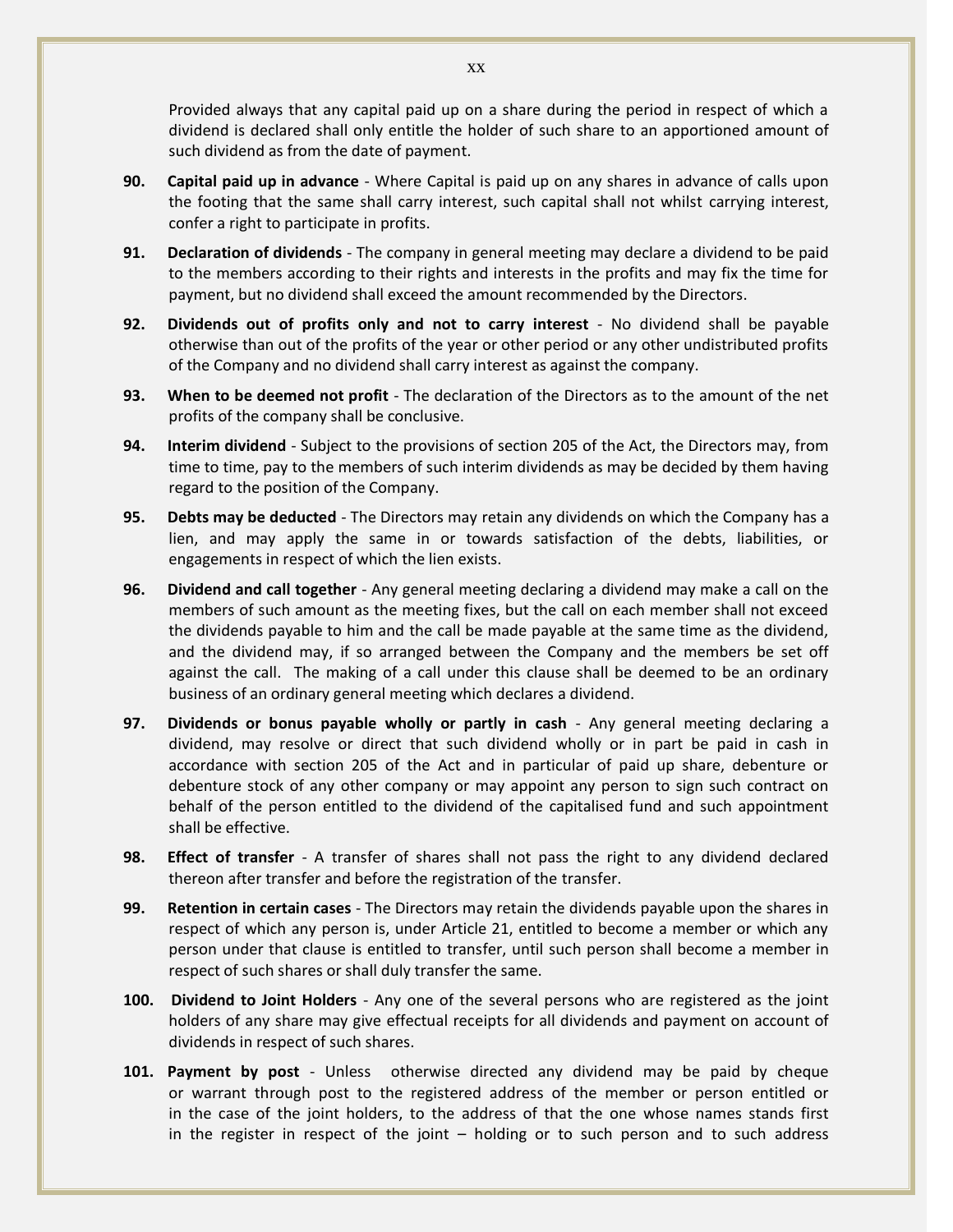Provided always that any capital paid up on a share during the period in respect of which a dividend is declared shall only entitle the holder of such share to an apportioned amount of such dividend as from the date of payment.

**90. Capital paid up in advance** - Where Capital is paid up on any shares in advance of calls upon the footing that the same shall carry interest, such capital shall not whilst carrying interest, confer a right to participate in profits.

**91. Declaration of dividends** - The company in general meeting may declare a dividend to be paid to the members according to their rights and interests in the profits and may fix the time for payment, but no dividend shall exceed the amount recommended by the Directors.

**92. Dividends out of profits only and not to carry interest** - No dividend shall be payable otherwise than out of the profits of the year or other period or any other undistributed profits of the Company and no dividend shall carry interest as against the company.

**93. When to be deemed not profit** - The declaration of the Directors as to the amount of the net profits of the company shall be conclusive.

**94. Interim dividend** - Subject to the provisions of section 205 of the Act, the Directors may, from time to time, pay to the members of such interim dividends as may be decided by them having regard to the position of the Company.

**95. Debts may be deducted** - The Directors may retain any dividends on which the Company has a lien, and may apply the same in or towards satisfaction of the debts, liabilities, or engagements in respect of which the lien exists.

**96. Dividend and call together** - Any general meeting declaring a dividend may make a call on the members of such amount as the meeting fixes, but the call on each member shall not exceed the dividends payable to him and the call be made payable at the same time as the dividend, and the dividend may, if so arranged between the Company and the members be set off against the call. The making of a call under this clause shall be deemed to be an ordinary business of an ordinary general meeting which declares a dividend.

**97. Dividends or bonus payable wholly or partly in cash** - Any general meeting declaring a dividend, may resolve or direct that such dividend wholly or in part be paid in cash in accordance with section 205 of the Act and in particular of paid up share, debenture or debenture stock of any other company or may appoint any person to sign such contract on behalf of the person entitled to the dividend of the capitalised fund and such appointment shall be effective.

**98. Effect of transfer** - A transfer of shares shall not pass the right to any dividend declared thereon after transfer and before the registration of the transfer.

**99. Retention in certain cases** - The Directors may retain the dividends payable upon the shares in respect of which any person is, under Article 21, entitled to become a member or which any person under that clause is entitled to transfer, until such person shall become a member in respect of such shares or shall duly transfer the same.

**100. Dividend to Joint Holders** - Any one of the several persons who are registered as the joint holders of any share may give effectual receipts for all dividends and payment on account of dividends in respect of such shares.

**101. Payment by post** - Unless otherwise directed any dividend may be paid by cheque or warrant through post to the registered address of the member or person entitled or in the case of the joint holders, to the address of that the one whose names stands first in the register in respect of the joint – holding or to such person and to such address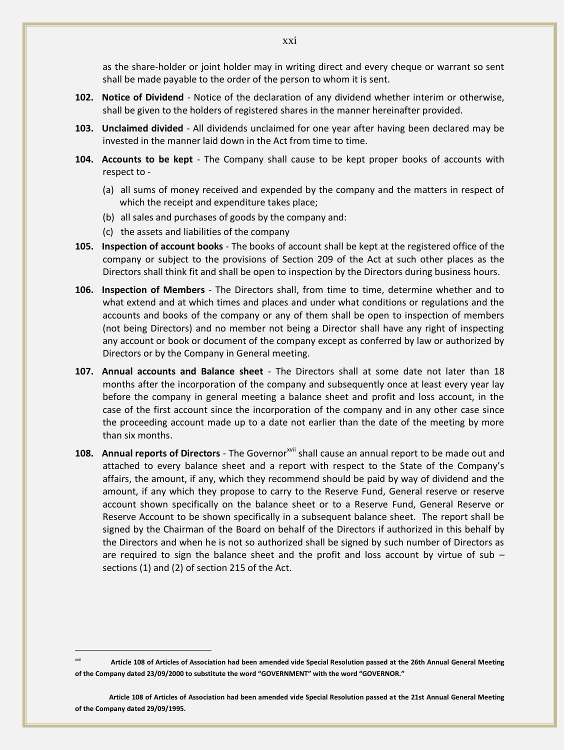as the share-holder or joint holder may in writing direct and every cheque or warrant so sent shall be made payable to the order of the person to whom it is sent.

**102. Notice of Dividend** - Notice of the declaration of any dividend whether interim or otherwise, shall be given to the holders of registered shares in the manner hereinafter provided.

**103. Unclaimed divided** - All dividends unclaimed for one year after having been declared may be invested in the manner laid down in the Act from time to time.

**104. Accounts to be kept** - The Company shall cause to be kept proper books of accounts with respect to -

(a) all sums of money received and expended by the company and the matters in respect of which the receipt and expenditure takes place;

(b) all sales and purchases of goods by the company and:

(c) the assets and liabilities of the company

**105. Inspection of account books** - The books of account shall be kept at the registered office of the company or subject to the provisions of Section 209 of the Act at such other places as the Directors shall think fit and shall be open to inspection by the Directors during business hours.

**106. Inspection of Members** - The Directors shall, from time to time, determine whether and to what extend and at which times and places and under what conditions or regulations and the accounts and books of the company or any of them shall be open to inspection of members (not being Directors) and no member not being a Director shall have any right of inspecting any account or book or document of the company except as conferred by law or authorized by Directors or by the Company in General meeting.

**107. Annual accounts and Balance sheet** - The Directors shall at some date not later than 18 months after the incorporation of the company and subsequently once at least every year lay before the company in general meeting a balance sheet and profit and loss account, in the case of the first account since the incorporation of the company and in any other case since the proceeding account made up to a date not earlier than the date of the meeting by more than six months.

**108. Annual reports of Directors** - The Governor[xvii] shall cause an annual report to be made out and attached to every balance sheet and a report with respect to the State of the Company's affairs, the amount, if any, which they recommend should be paid by way of dividend and the amount, if any which they propose to carry to the Reserve Fund, General reserve or reserve account shown specifically on the balance sheet or to a Reserve Fund, General Reserve or Reserve Account to be shown specifically in a subsequent balance sheet. The report shall be signed by the Chairman of the Board on behalf of the Directors if authorized in this behalf by the Directors and when he is not so authorized shall be signed by such number of Directors as are required to sign the balance sheet and the profit and loss account by virtue of sub – sections (1) and (2) of section 215 of the Act.

---

[xvii] **Article 108 of Articles of Association had been amended vide Special Resolution passed at the 26th Annual General Meeting of the Company dated 23/09/2000 to substitute the word "GOVERNMENT" with the word "GOVERNOR."**

**Article 108 of Articles of Association had been amended vide Special Resolution passed at the 21st Annual General Meeting of the Company dated 29/09/1995.**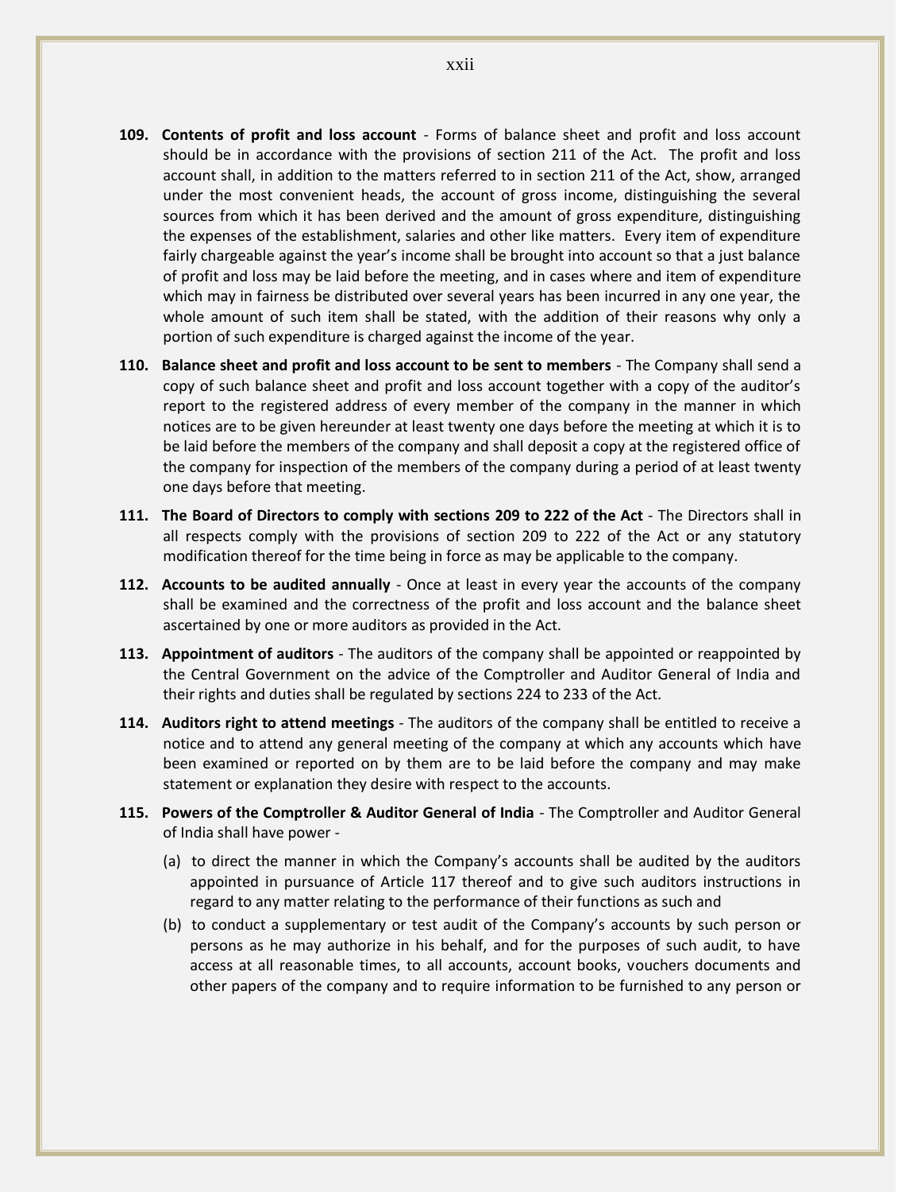**109. Contents of profit and loss account** - Forms of balance sheet and profit and loss account should be in accordance with the provisions of section 211 of the Act. The profit and loss account shall, in addition to the matters referred to in section 211 of the Act, show, arranged under the most convenient heads, the account of gross income, distinguishing the several sources from which it has been derived and the amount of gross expenditure, distinguishing the expenses of the establishment, salaries and other like matters. Every item of expenditure fairly chargeable against the year's income shall be brought into account so that a just balance of profit and loss may be laid before the meeting, and in cases where and item of expenditure which may in fairness be distributed over several years has been incurred in any one year, the whole amount of such item shall be stated, with the addition of their reasons why only a portion of such expenditure is charged against the income of the year.

**110. Balance sheet and profit and loss account to be sent to members** - The Company shall send a copy of such balance sheet and profit and loss account together with a copy of the auditor's report to the registered address of every member of the company in the manner in which notices are to be given hereunder at least twenty one days before the meeting at which it is to be laid before the members of the company and shall deposit a copy at the registered office of the company for inspection of the members of the company during a period of at least twenty one days before that meeting.

**111. The Board of Directors to comply with sections 209 to 222 of the Act** - The Directors shall in all respects comply with the provisions of section 209 to 222 of the Act or any statutory modification thereof for the time being in force as may be applicable to the company.

**112. Accounts to be audited annually** - Once at least in every year the accounts of the company shall be examined and the correctness of the profit and loss account and the balance sheet ascertained by one or more auditors as provided in the Act.

**113. Appointment of auditors** - The auditors of the company shall be appointed or reappointed by the Central Government on the advice of the Comptroller and Auditor General of India and their rights and duties shall be regulated by sections 224 to 233 of the Act.

**114. Auditors right to attend meetings** - The auditors of the company shall be entitled to receive a notice and to attend any general meeting of the company at which any accounts which have been examined or reported on by them are to be laid before the company and may make statement or explanation they desire with respect to the accounts.

**115. Powers of the Comptroller & Auditor General of India** - The Comptroller and Auditor General of India shall have power -

(a) to direct the manner in which the Company's accounts shall be audited by the auditors appointed in pursuance of Article 117 thereof and to give such auditors instructions in regard to any matter relating to the performance of their functions as such and

(b) to conduct a supplementary or test audit of the Company's accounts by such person or persons as he may authorize in his behalf, and for the purposes of such audit, to have access at all reasonable times, to all accounts, account books, vouchers documents and other papers of the company and to require information to be furnished to any person or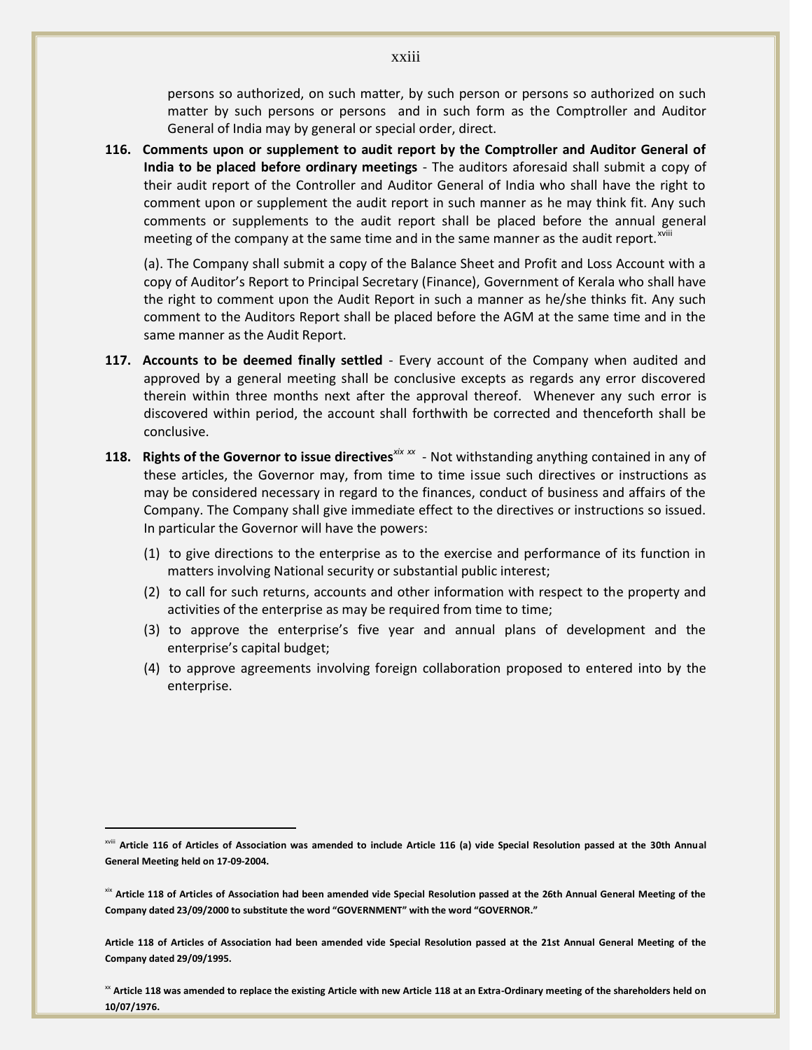persons so authorized, on such matter, by such person or persons so authorized on such matter by such persons or persons and in such form as the Comptroller and Auditor General of India may by general or special order, direct.

**116. Comments upon or supplement to audit report by the Comptroller and Auditor General of India to be placed before ordinary meetings** - The auditors aforesaid shall submit a copy of their audit report of the Controller and Auditor General of India who shall have the right to comment upon or supplement the audit report in such manner as he may think fit. Any such comments or supplements to the audit report shall be placed before the annual general meeting of the company at the same time and in the same manner as the audit report.[xviii]

(a). The Company shall submit a copy of the Balance Sheet and Profit and Loss Account with a copy of Auditor's Report to Principal Secretary (Finance), Government of Kerala who shall have the right to comment upon the Audit Report in such a manner as he/she thinks fit. Any such comment to the Auditors Report shall be placed before the AGM at the same time and in the same manner as the Audit Report.

**117. Accounts to be deemed finally settled** - Every account of the Company when audited and approved by a general meeting shall be conclusive excepts as regards any error discovered therein within three months next after the approval thereof. Whenever any such error is discovered within period, the account shall forthwith be corrected and thenceforth shall be conclusive.

**118. Rights of the Governor to issue directives**[xix xx] - Not withstanding anything contained in any of these articles, the Governor may, from time to time issue such directives or instructions as may be considered necessary in regard to the finances, conduct of business and affairs of the Company. The Company shall give immediate effect to the directives or instructions so issued. In particular the Governor will have the powers:

(1) to give directions to the enterprise as to the exercise and performance of its function in matters involving National security or substantial public interest;

(2) to call for such returns, accounts and other information with respect to the property and activities of the enterprise as may be required from time to time;

(3) to approve the enterprise's five year and annual plans of development and the enterprise's capital budget;

(4) to approve agreements involving foreign collaboration proposed to entered into by the enterprise.

---

[xviii] **Article 116 of Articles of Association was amended to include Article 116 (a) vide Special Resolution passed at the 30th Annual General Meeting held on 17-09-2004.**

[xix] **Article 118 of Articles of Association had been amended vide Special Resolution passed at the 26th Annual General Meeting of the Company dated 23/09/2000 to substitute the word "GOVERNMENT" with the word "GOVERNOR."**

**Article 118 of Articles of Association had been amended vide Special Resolution passed at the 21st Annual General Meeting of the Company dated 29/09/1995.**

[xx] **Article 118 was amended to replace the existing Article with new Article 118 at an Extra-Ordinary meeting of the shareholders held on 10/07/1976.**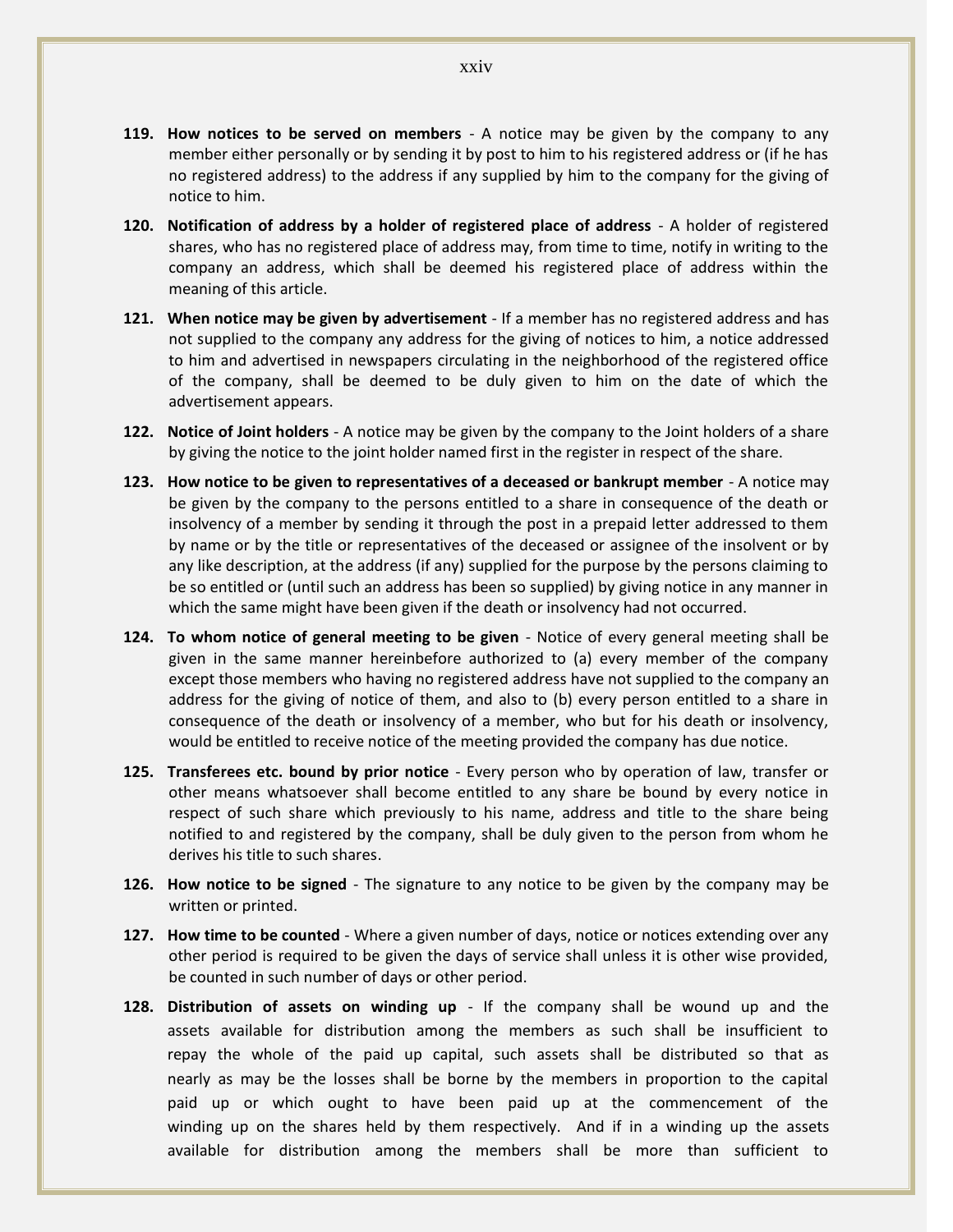**119. How notices to be served on members** - A notice may be given by the company to any member either personally or by sending it by post to him to his registered address or (if he has no registered address) to the address if any supplied by him to the company for the giving of notice to him.

**120. Notification of address by a holder of registered place of address** - A holder of registered shares, who has no registered place of address may, from time to time, notify in writing to the company an address, which shall be deemed his registered place of address within the meaning of this article.

**121. When notice may be given by advertisement** - If a member has no registered address and has not supplied to the company any address for the giving of notices to him, a notice addressed to him and advertised in newspapers circulating in the neighborhood of the registered office of the company, shall be deemed to be duly given to him on the date of which the advertisement appears.

**122. Notice of Joint holders** - A notice may be given by the company to the Joint holders of a share by giving the notice to the joint holder named first in the register in respect of the share.

**123. How notice to be given to representatives of a deceased or bankrupt member** - A notice may be given by the company to the persons entitled to a share in consequence of the death or insolvency of a member by sending it through the post in a prepaid letter addressed to them by name or by the title or representatives of the deceased or assignee of the insolvent or by any like description, at the address (if any) supplied for the purpose by the persons claiming to be so entitled or (until such an address has been so supplied) by giving notice in any manner in which the same might have been given if the death or insolvency had not occurred.

**124. To whom notice of general meeting to be given** - Notice of every general meeting shall be given in the same manner hereinbefore authorized to (a) every member of the company except those members who having no registered address have not supplied to the company an address for the giving of notice of them, and also to (b) every person entitled to a share in consequence of the death or insolvency of a member, who but for his death or insolvency, would be entitled to receive notice of the meeting provided the company has due notice.

**125. Transferees etc. bound by prior notice** - Every person who by operation of law, transfer or other means whatsoever shall become entitled to any share be bound by every notice in respect of such share which previously to his name, address and title to the share being notified to and registered by the company, shall be duly given to the person from whom he derives his title to such shares.

**126. How notice to be signed** - The signature to any notice to be given by the company may be written or printed.

**127. How time to be counted** - Where a given number of days, notice or notices extending over any other period is required to be given the days of service shall unless it is other wise provided, be counted in such number of days or other period.

**128. Distribution of assets on winding up** - If the company shall be wound up and the assets available for distribution among the members as such shall be insufficient to repay the whole of the paid up capital, such assets shall be distributed so that as nearly as may be the losses shall be borne by the members in proportion to the capital paid up or which ought to have been paid up at the commencement of the winding up on the shares held by them respectively. And if in a winding up the assets available for distribution among the members shall be more than sufficient to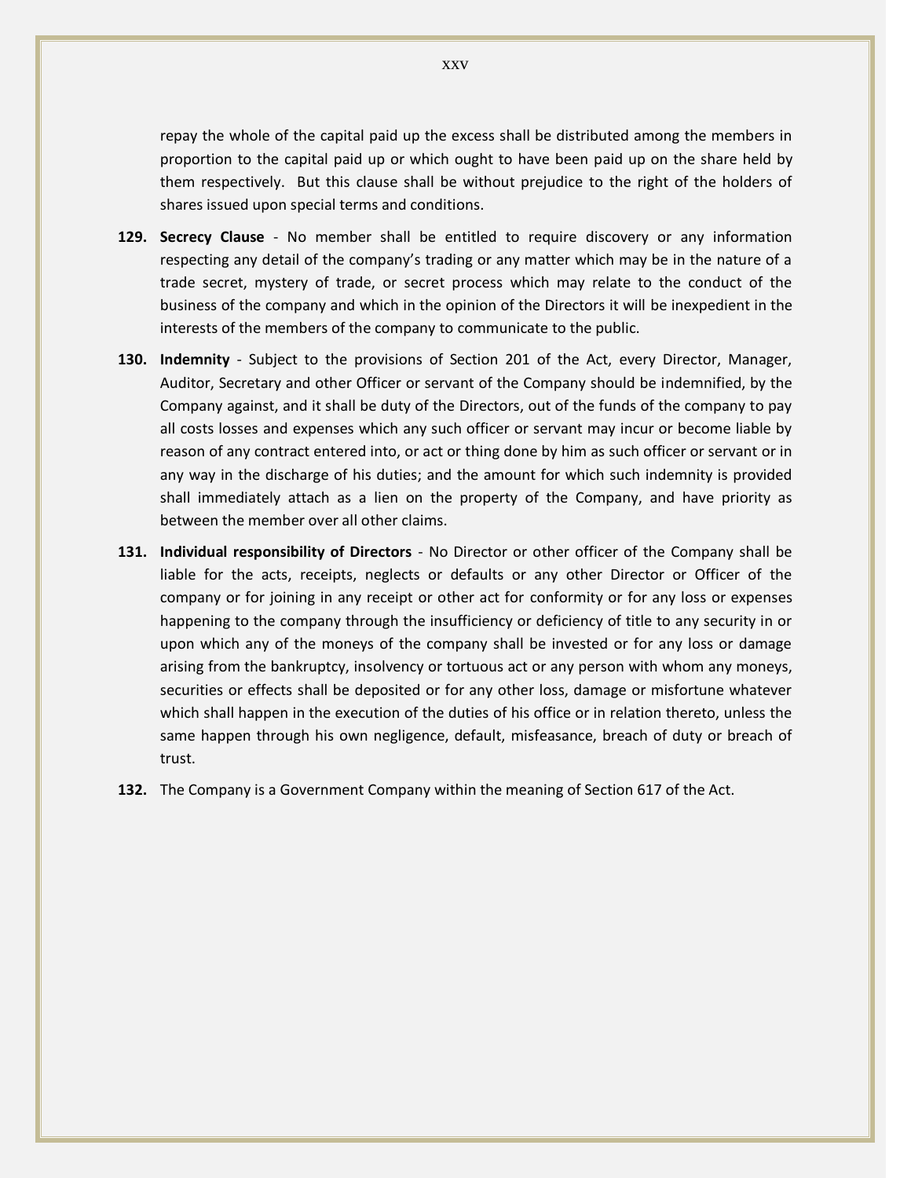repay the whole of the capital paid up the excess shall be distributed among the members in proportion to the capital paid up or which ought to have been paid up on the share held by them respectively. But this clause shall be without prejudice to the right of the holders of shares issued upon special terms and conditions.

**129. Secrecy Clause** - No member shall be entitled to require discovery or any information respecting any detail of the company's trading or any matter which may be in the nature of a trade secret, mystery of trade, or secret process which may relate to the conduct of the business of the company and which in the opinion of the Directors it will be inexpedient in the interests of the members of the company to communicate to the public.

**130. Indemnity** - Subject to the provisions of Section 201 of the Act, every Director, Manager, Auditor, Secretary and other Officer or servant of the Company should be indemnified, by the Company against, and it shall be duty of the Directors, out of the funds of the company to pay all costs losses and expenses which any such officer or servant may incur or become liable by reason of any contract entered into, or act or thing done by him as such officer or servant or in any way in the discharge of his duties; and the amount for which such indemnity is provided shall immediately attach as a lien on the property of the Company, and have priority as between the member over all other claims.

**131. Individual responsibility of Directors** - No Director or other officer of the Company shall be liable for the acts, receipts, neglects or defaults or any other Director or Officer of the company or for joining in any receipt or other act for conformity or for any loss or expenses happening to the company through the insufficiency or deficiency of title to any security in or upon which any of the moneys of the company shall be invested or for any loss or damage arising from the bankruptcy, insolvency or tortuous act or any person with whom any moneys, securities or effects shall be deposited or for any other loss, damage or misfortune whatever which shall happen in the execution of the duties of his office or in relation thereto, unless the same happen through his own negligence, default, misfeasance, breach of duty or breach of trust.

**132.** The Company is a Government Company within the meaning of Section 617 of the Act.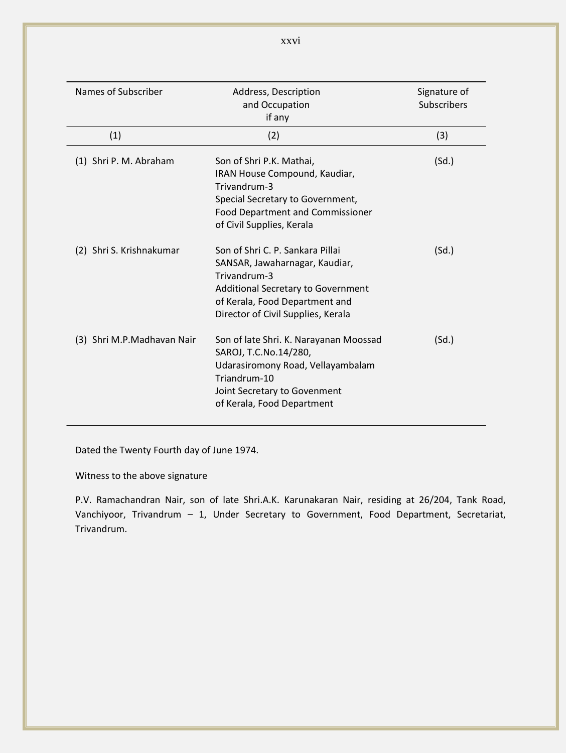| Names of Subscriber | Address, Description and Occupation if any | Signature of Subscribers |
|---|---|---|
| (1) | (2) | (3) |
| (1) Shri P. M. Abraham | Son of Shri P.K. Mathai, IRAN House Compound, Kaudiar, Trivandrum-3 Special Secretary to Government, Food Department and Commissioner of Civil Supplies, Kerala | (Sd.) |
| (2) Shri S. Krishnakumar | Son of Shri C. P. Sankara Pillai SANSAR, Jawaharnagar, Kaudiar, Trivandrum-3 Additional Secretary to Government of Kerala, Food Department and Director of Civil Supplies, Kerala | (Sd.) |
| (3) Shri M.P.Madhavan Nair | Son of late Shri. K. Narayanan Moossad SAROJ, T.C.No.14/280, Udarasiromony Road, Vellayambalam Triandrum-10 Joint Secretary to Govenment of Kerala, Food Department | (Sd.) |

Dated the Twenty Fourth day of June 1974.

Witness to the above signature

P.V. Ramachandran Nair, son of late Shri.A.K. Karunakaran Nair, residing at 26/204, Tank Road, Vanchiyoor, Trivandrum – 1, Under Secretary to Government, Food Department, Secretariat, Trivandrum.